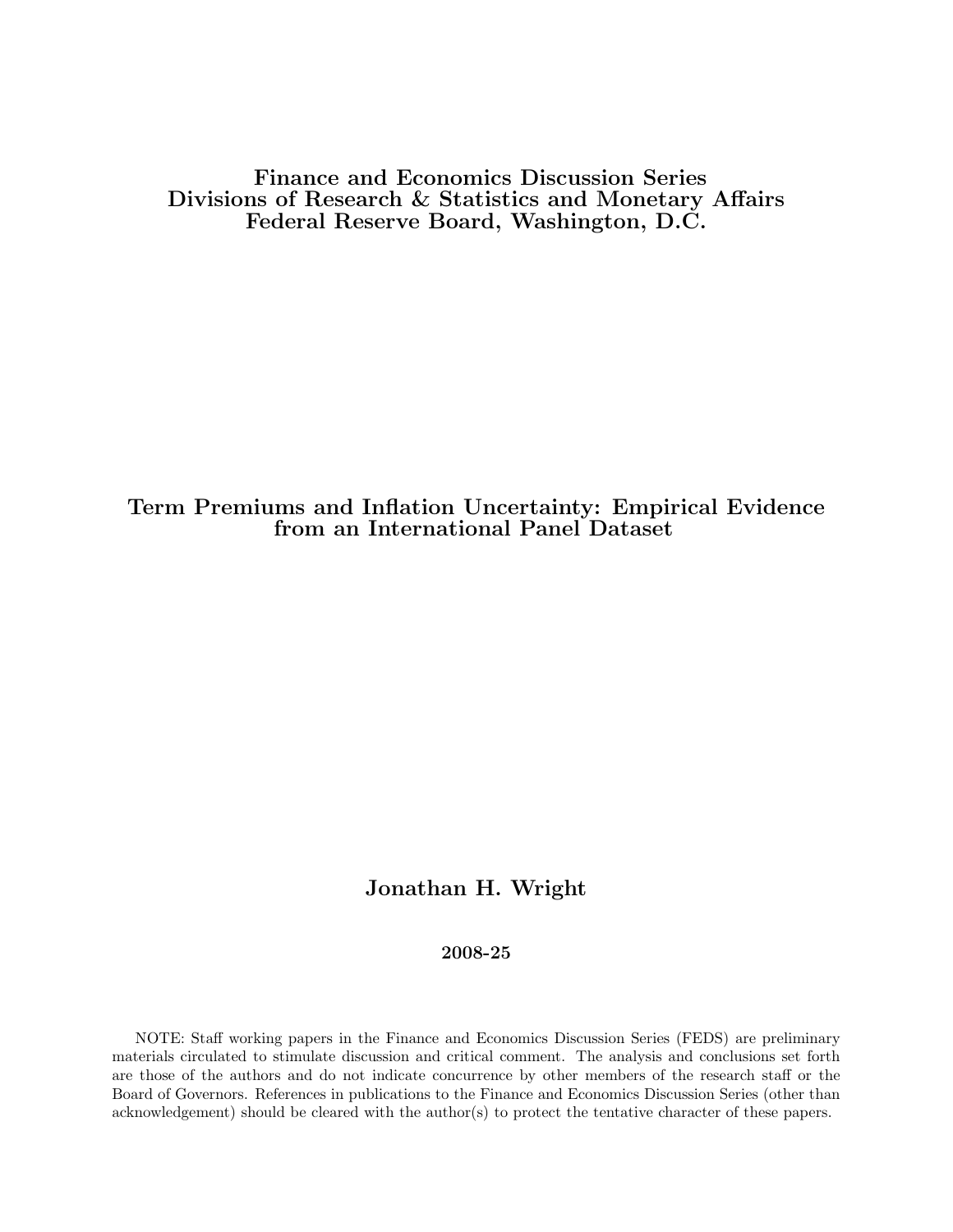**Finance and Economics Discussion Series**
**Divisions of Research & Statistics and Monetary Affairs**
**Federal Reserve Board, Washington, D.C.**

# Term Premiums and Inflation Uncertainty: Empirical Evidence from an International Panel Dataset

**Jonathan H. Wright**

**2008-25**

NOTE: Staff working papers in the Finance and Economics Discussion Series (FEDS) are preliminary materials circulated to stimulate discussion and critical comment. The analysis and conclusions set forth are those of the authors and do not indicate concurrence by other members of the research staff or the Board of Governors. References in publications to the Finance and Economics Discussion Series (other than acknowledgement) should be cleared with the author(s) to protect the tentative character of these papers.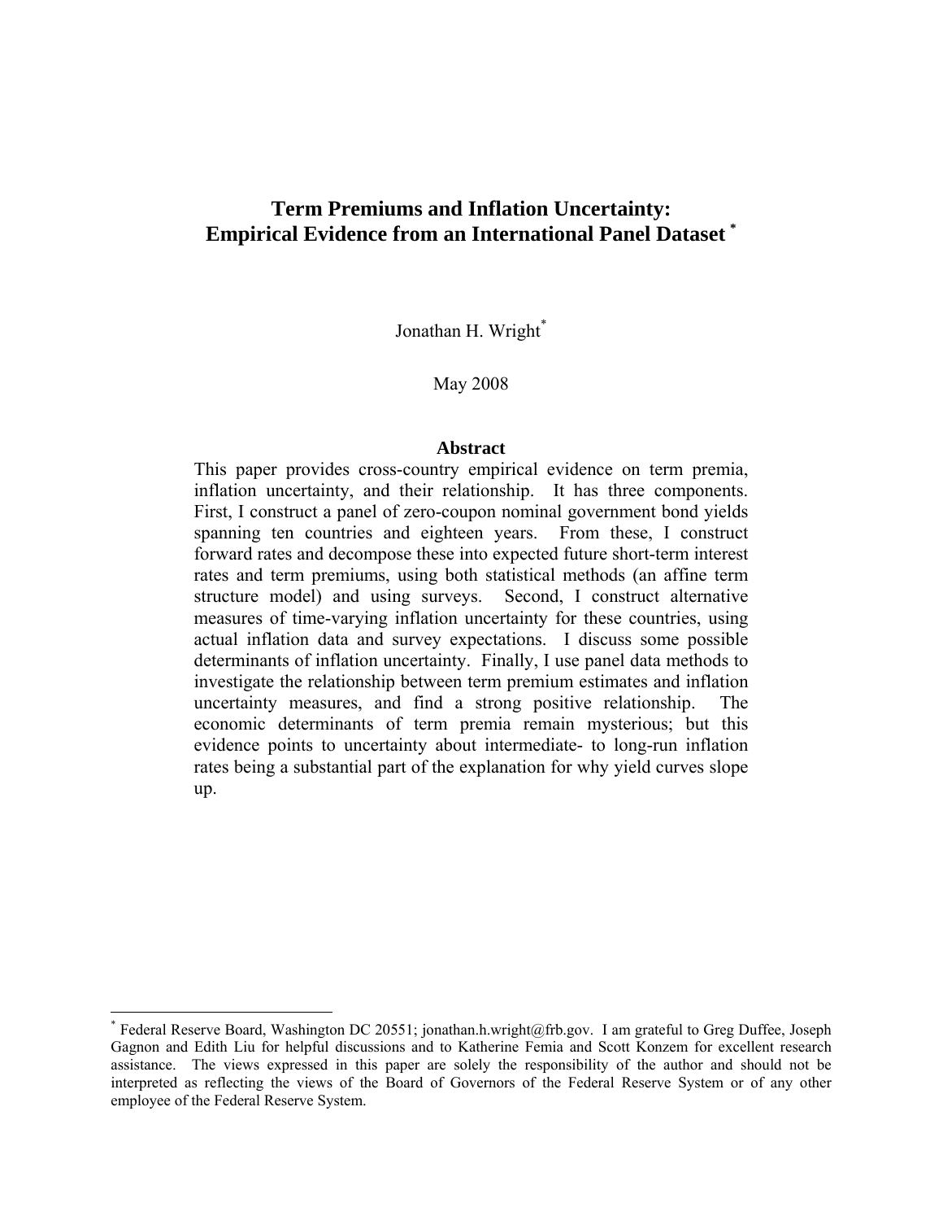# Term Premiums and Inflation Uncertainty: Empirical Evidence from an International Panel Dataset [*]

Jonathan H. Wright[*]

May 2008

## Abstract

This paper provides cross-country empirical evidence on term premia, inflation uncertainty, and their relationship. It has three components. First, I construct a panel of zero-coupon nominal government bond yields spanning ten countries and eighteen years. From these, I construct forward rates and decompose these into expected future short-term interest rates and term premiums, using both statistical methods (an affine term structure model) and using surveys. Second, I construct alternative measures of time-varying inflation uncertainty for these countries, using actual inflation data and survey expectations. I discuss some possible determinants of inflation uncertainty. Finally, I use panel data methods to investigate the relationship between term premium estimates and inflation uncertainty measures, and find a strong positive relationship. The economic determinants of term premia remain mysterious; but this evidence points to uncertainty about intermediate- to long-run inflation rates being a substantial part of the explanation for why yield curves slope up.

---

[*] Federal Reserve Board, Washington DC 20551; jonathan.h.wright@frb.gov. I am grateful to Greg Duffee, Joseph Gagnon and Edith Liu for helpful discussions and to Katherine Femia and Scott Konzem for excellent research assistance. The views expressed in this paper are solely the responsibility of the author and should not be interpreted as reflecting the views of the Board of Governors of the Federal Reserve System or of any other employee of the Federal Reserve System.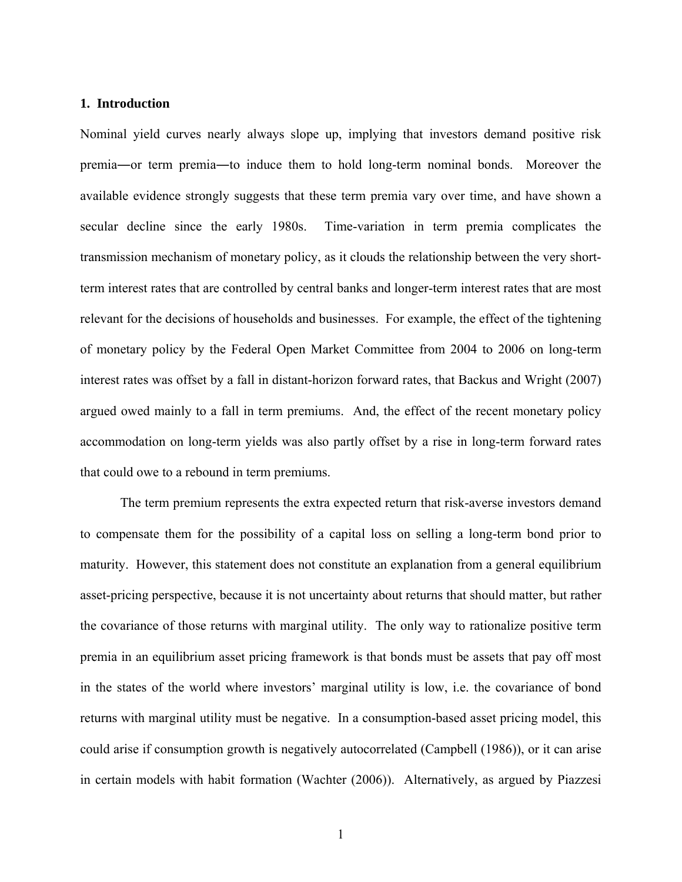## 1. Introduction

Nominal yield curves nearly always slope up, implying that investors demand positive risk premia―or term premia―to induce them to hold long-term nominal bonds. Moreover the available evidence strongly suggests that these term premia vary over time, and have shown a secular decline since the early 1980s. Time-variation in term premia complicates the transmission mechanism of monetary policy, as it clouds the relationship between the very short-term interest rates that are controlled by central banks and longer-term interest rates that are most relevant for the decisions of households and businesses. For example, the effect of the tightening of monetary policy by the Federal Open Market Committee from 2004 to 2006 on long-term interest rates was offset by a fall in distant-horizon forward rates, that Backus and Wright (2007) argued owed mainly to a fall in term premiums. And, the effect of the recent monetary policy accommodation on long-term yields was also partly offset by a rise in long-term forward rates that could owe to a rebound in term premiums.

The term premium represents the extra expected return that risk-averse investors demand to compensate them for the possibility of a capital loss on selling a long-term bond prior to maturity. However, this statement does not constitute an explanation from a general equilibrium asset-pricing perspective, because it is not uncertainty about returns that should matter, but rather the covariance of those returns with marginal utility. The only way to rationalize positive term premia in an equilibrium asset pricing framework is that bonds must be assets that pay off most in the states of the world where investors' marginal utility is low, i.e. the covariance of bond returns with marginal utility must be negative. In a consumption-based asset pricing model, this could arise if consumption growth is negatively autocorrelated (Campbell (1986)), or it can arise in certain models with habit formation (Wachter (2006)). Alternatively, as argued by Piazzesi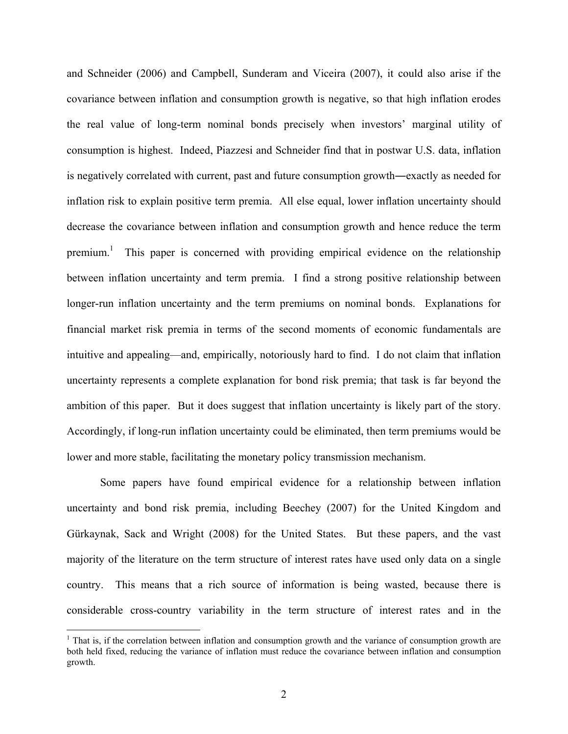and Schneider (2006) and Campbell, Sunderam and Viceira (2007), it could also arise if the covariance between inflation and consumption growth is negative, so that high inflation erodes the real value of long-term nominal bonds precisely when investors' marginal utility of consumption is highest. Indeed, Piazzesi and Schneider find that in postwar U.S. data, inflation is negatively correlated with current, past and future consumption growth―exactly as needed for inflation risk to explain positive term premia. All else equal, lower inflation uncertainty should decrease the covariance between inflation and consumption growth and hence reduce the term premium.[1] This paper is concerned with providing empirical evidence on the relationship between inflation uncertainty and term premia. I find a strong positive relationship between longer-run inflation uncertainty and the term premiums on nominal bonds. Explanations for financial market risk premia in terms of the second moments of economic fundamentals are intuitive and appealing—and, empirically, notoriously hard to find. I do not claim that inflation uncertainty represents a complete explanation for bond risk premia; that task is far beyond the ambition of this paper. But it does suggest that inflation uncertainty is likely part of the story. Accordingly, if long-run inflation uncertainty could be eliminated, then term premiums would be lower and more stable, facilitating the monetary policy transmission mechanism.

Some papers have found empirical evidence for a relationship between inflation uncertainty and bond risk premia, including Beechey (2007) for the United Kingdom and Gürkaynak, Sack and Wright (2008) for the United States. But these papers, and the vast majority of the literature on the term structure of interest rates have used only data on a single country. This means that a rich source of information is being wasted, because there is considerable cross-country variability in the term structure of interest rates and in the

[1] That is, if the correlation between inflation and consumption growth and the variance of consumption growth are both held fixed, reducing the variance of inflation must reduce the covariance between inflation and consumption growth.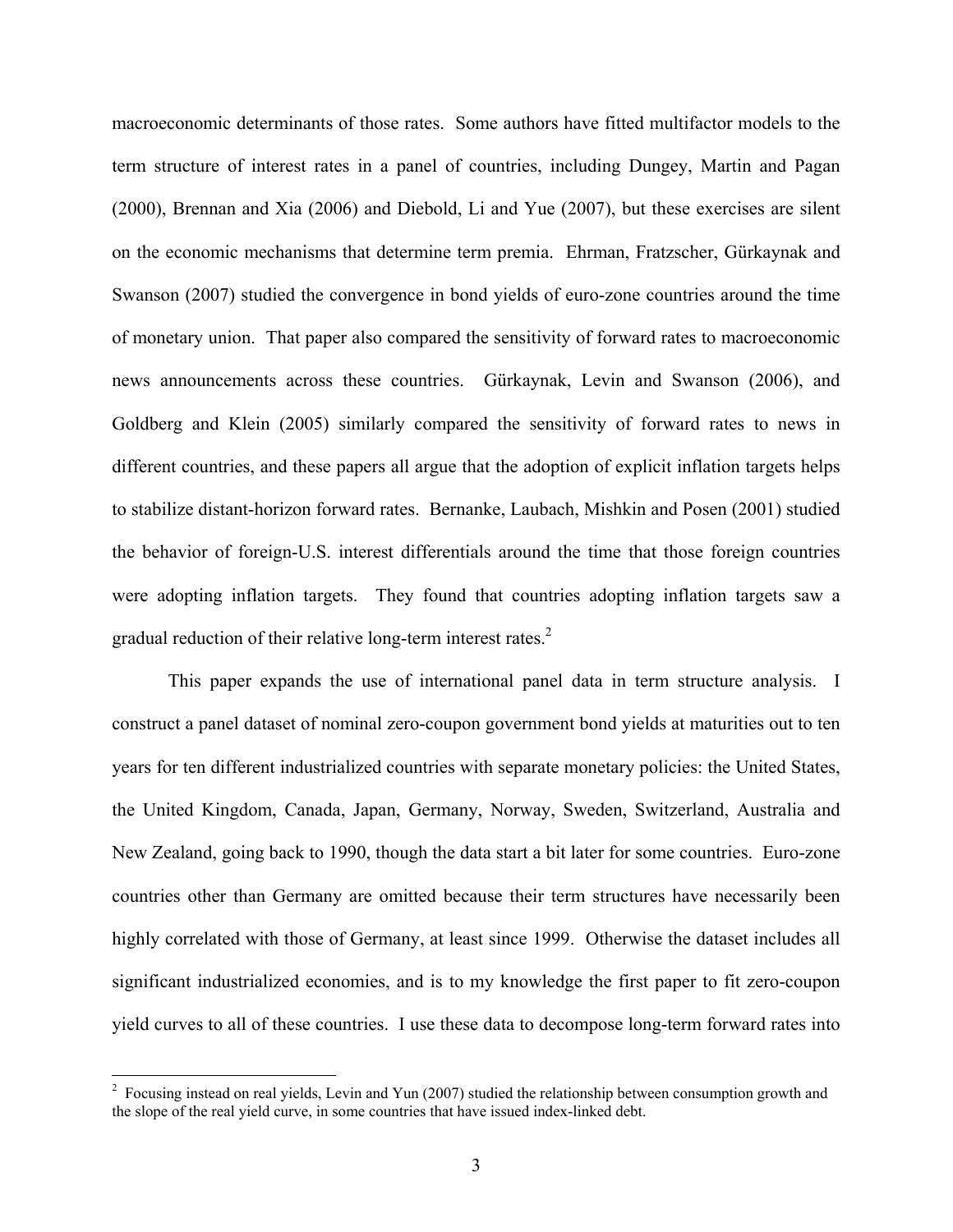macroeconomic determinants of those rates. Some authors have fitted multifactor models to the term structure of interest rates in a panel of countries, including Dungey, Martin and Pagan (2000), Brennan and Xia (2006) and Diebold, Li and Yue (2007), but these exercises are silent on the economic mechanisms that determine term premia. Ehrman, Fratzscher, Gürkaynak and Swanson (2007) studied the convergence in bond yields of euro-zone countries around the time of monetary union. That paper also compared the sensitivity of forward rates to macroeconomic news announcements across these countries. Gürkaynak, Levin and Swanson (2006), and Goldberg and Klein (2005) similarly compared the sensitivity of forward rates to news in different countries, and these papers all argue that the adoption of explicit inflation targets helps to stabilize distant-horizon forward rates. Bernanke, Laubach, Mishkin and Posen (2001) studied the behavior of foreign-U.S. interest differentials around the time that those foreign countries were adopting inflation targets. They found that countries adopting inflation targets saw a gradual reduction of their relative long-term interest rates.[2]

This paper expands the use of international panel data in term structure analysis. I construct a panel dataset of nominal zero-coupon government bond yields at maturities out to ten years for ten different industrialized countries with separate monetary policies: the United States, the United Kingdom, Canada, Japan, Germany, Norway, Sweden, Switzerland, Australia and New Zealand, going back to 1990, though the data start a bit later for some countries. Euro-zone countries other than Germany are omitted because their term structures have necessarily been highly correlated with those of Germany, at least since 1999. Otherwise the dataset includes all significant industrialized economies, and is to my knowledge the first paper to fit zero-coupon yield curves to all of these countries. I use these data to decompose long-term forward rates into

[2] Focusing instead on real yields, Levin and Yun (2007) studied the relationship between consumption growth and the slope of the real yield curve, in some countries that have issued index-linked debt.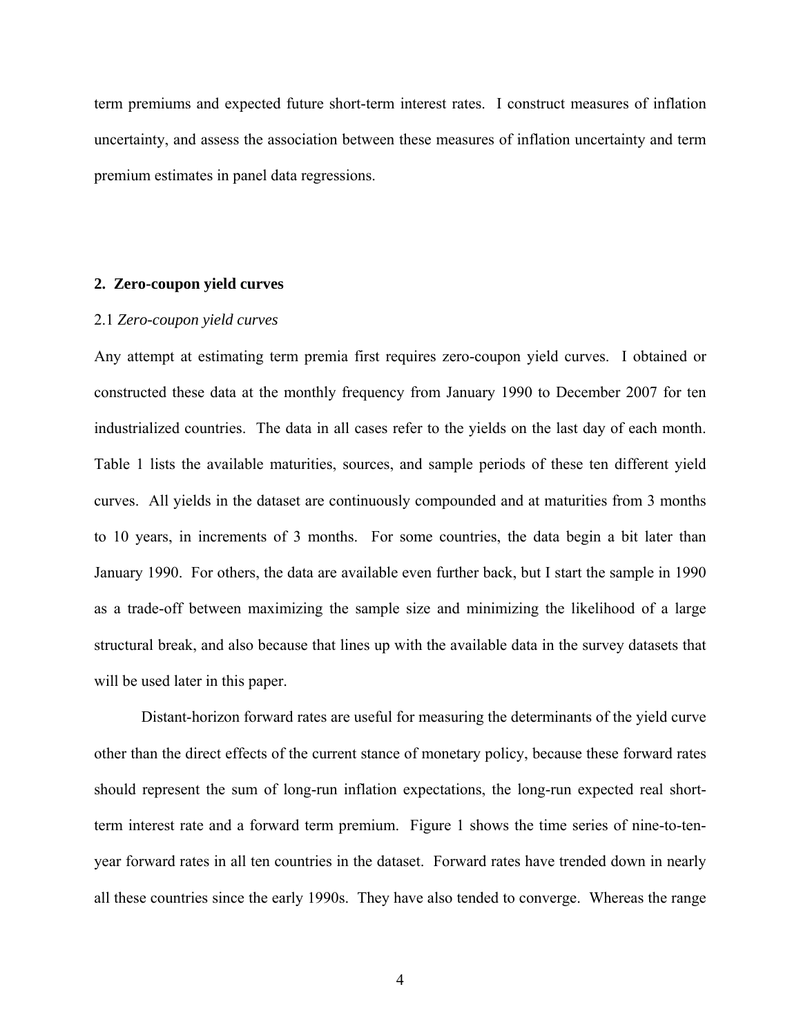term premiums and expected future short-term interest rates. I construct measures of inflation uncertainty, and assess the association between these measures of inflation uncertainty and term premium estimates in panel data regressions.

## 2. Zero-coupon yield curves

### 2.1 *Zero-coupon yield curves*

Any attempt at estimating term premia first requires zero-coupon yield curves. I obtained or constructed these data at the monthly frequency from January 1990 to December 2007 for ten industrialized countries. The data in all cases refer to the yields on the last day of each month. Table 1 lists the available maturities, sources, and sample periods of these ten different yield curves. All yields in the dataset are continuously compounded and at maturities from 3 months to 10 years, in increments of 3 months. For some countries, the data begin a bit later than January 1990. For others, the data are available even further back, but I start the sample in 1990 as a trade-off between maximizing the sample size and minimizing the likelihood of a large structural break, and also because that lines up with the available data in the survey datasets that will be used later in this paper.

Distant-horizon forward rates are useful for measuring the determinants of the yield curve other than the direct effects of the current stance of monetary policy, because these forward rates should represent the sum of long-run inflation expectations, the long-run expected real short-term interest rate and a forward term premium. Figure 1 shows the time series of nine-to-ten-year forward rates in all ten countries in the dataset. Forward rates have trended down in nearly all these countries since the early 1990s. They have also tended to converge. Whereas the range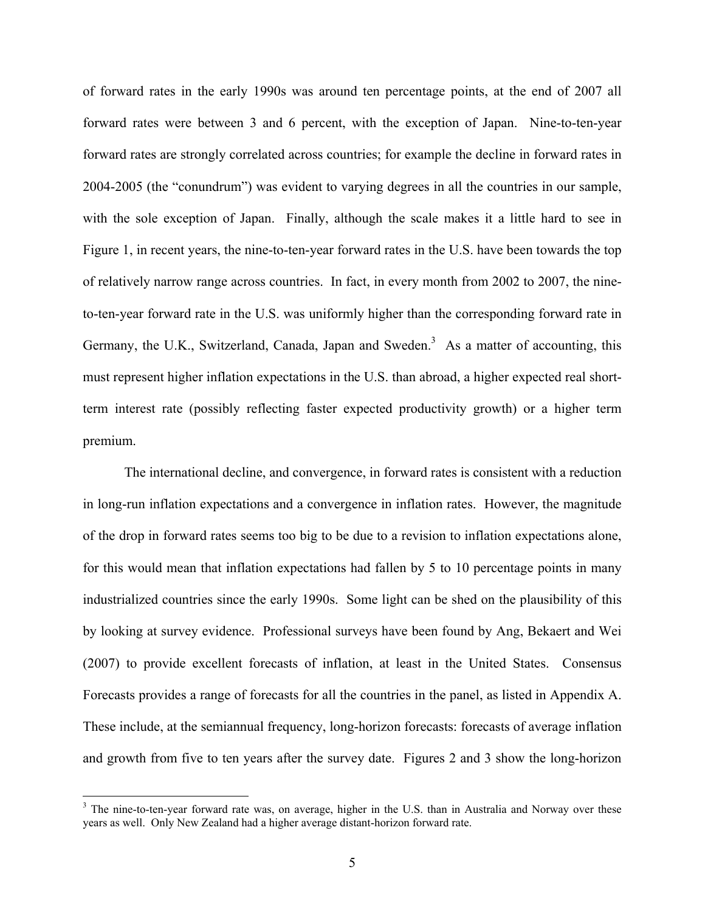of forward rates in the early 1990s was around ten percentage points, at the end of 2007 all forward rates were between 3 and 6 percent, with the exception of Japan. Nine-to-ten-year forward rates are strongly correlated across countries; for example the decline in forward rates in 2004-2005 (the "conundrum") was evident to varying degrees in all the countries in our sample, with the sole exception of Japan. Finally, although the scale makes it a little hard to see in Figure 1, in recent years, the nine-to-ten-year forward rates in the U.S. have been towards the top of relatively narrow range across countries. In fact, in every month from 2002 to 2007, the nine-to-ten-year forward rate in the U.S. was uniformly higher than the corresponding forward rate in Germany, the U.K., Switzerland, Canada, Japan and Sweden.[3] As a matter of accounting, this must represent higher inflation expectations in the U.S. than abroad, a higher expected real short-term interest rate (possibly reflecting faster expected productivity growth) or a higher term premium.

The international decline, and convergence, in forward rates is consistent with a reduction in long-run inflation expectations and a convergence in inflation rates. However, the magnitude of the drop in forward rates seems too big to be due to a revision to inflation expectations alone, for this would mean that inflation expectations had fallen by 5 to 10 percentage points in many industrialized countries since the early 1990s. Some light can be shed on the plausibility of this by looking at survey evidence. Professional surveys have been found by Ang, Bekaert and Wei (2007) to provide excellent forecasts of inflation, at least in the United States. Consensus Forecasts provides a range of forecasts for all the countries in the panel, as listed in Appendix A. These include, at the semiannual frequency, long-horizon forecasts: forecasts of average inflation and growth from five to ten years after the survey date. Figures 2 and 3 show the long-horizon

[3] The nine-to-ten-year forward rate was, on average, higher in the U.S. than in Australia and Norway over these years as well. Only New Zealand had a higher average distant-horizon forward rate.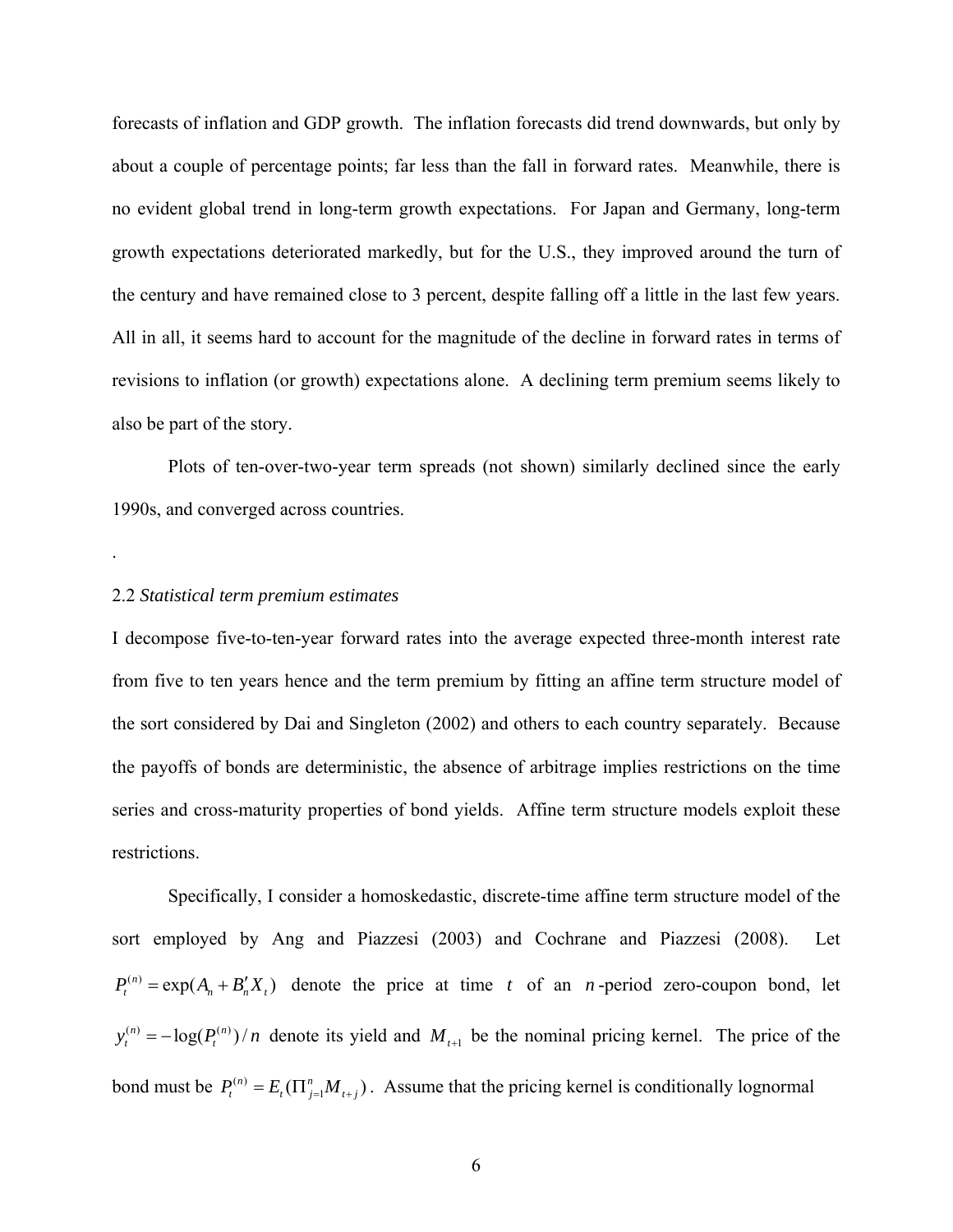forecasts of inflation and GDP growth. The inflation forecasts did trend downwards, but only by about a couple of percentage points; far less than the fall in forward rates. Meanwhile, there is no evident global trend in long-term growth expectations. For Japan and Germany, long-term growth expectations deteriorated markedly, but for the U.S., they improved around the turn of the century and have remained close to 3 percent, despite falling off a little in the last few years. All in all, it seems hard to account for the magnitude of the decline in forward rates in terms of revisions to inflation (or growth) expectations alone. A declining term premium seems likely to also be part of the story.

Plots of ten-over-two-year term spreads (not shown) similarly declined since the early 1990s, and converged across countries.

.

## 2.2 *Statistical term premium estimates*

I decompose five-to-ten-year forward rates into the average expected three-month interest rate from five to ten years hence and the term premium by fitting an affine term structure model of the sort considered by Dai and Singleton (2002) and others to each country separately. Because the payoffs of bonds are deterministic, the absence of arbitrage implies restrictions on the time series and cross-maturity properties of bond yields. Affine term structure models exploit these restrictions.

Specifically, I consider a homoskedastic, discrete-time affine term structure model of the sort employed by Ang and Piazzesi (2003) and Cochrane and Piazzesi (2008). Let $P_t^{(n)} = \exp(A_n + B_n' X_t)$ denote the price at time $t$ of an $n$-period zero-coupon bond, let $y_t^{(n)} = -\log(P_t^{(n)})/n$ denote its yield and $M_{t+1}$ be the nominal pricing kernel. The price of the bond must be $P_t^{(n)} = E_t(\Pi_{j=1}^{n} M_{t+j})$. Assume that the pricing kernel is conditionally lognormal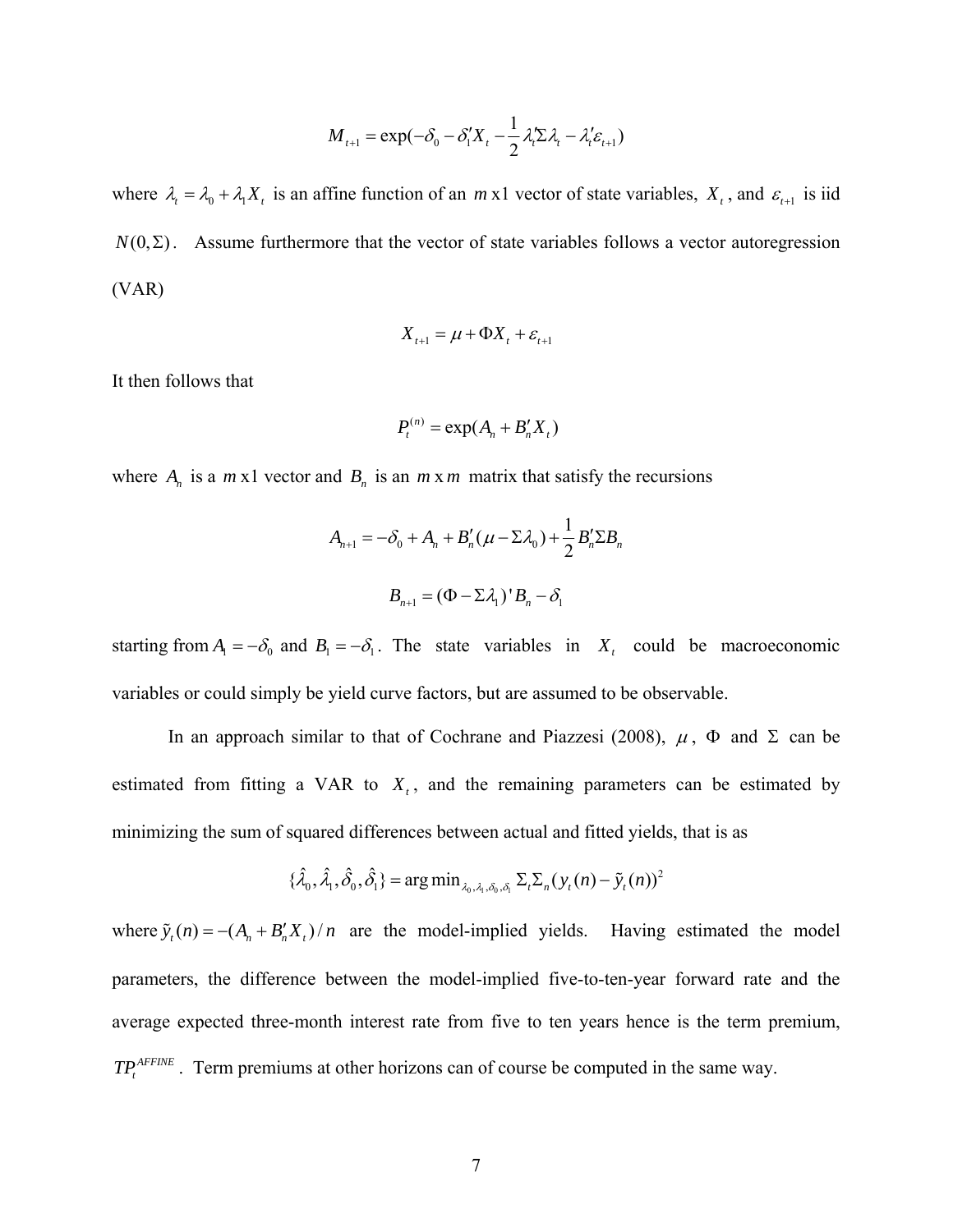$$M_{t+1} = \exp(-\delta_0 - \delta_1' X_t - \frac{1}{2}\lambda_t' \Sigma \lambda_t - \lambda_t' \varepsilon_{t+1})$$

where $\lambda_t = \lambda_0 + \lambda_1 X_t$ is an affine function of an $m$ x1 vector of state variables, $X_t$, and $\varepsilon_{t+1}$ is iid $N(0, \Sigma)$. Assume furthermore that the vector of state variables follows a vector autoregression (VAR)

$$X_{t+1} = \mu + \Phi X_t + \varepsilon_{t+1}$$

It then follows that

$$P_t^{(n)} = \exp(A_n + B_n' X_t)$$

where $A_n$ is a $m$ x1 vector and $B_n$ is an $m$ x $m$ matrix that satisfy the recursions

$$A_{n+1} = -\delta_0 + A_n + B_n'(\mu - \Sigma\lambda_0) + \frac{1}{2} B_n' \Sigma B_n$$

$$B_{n+1} = (\Phi - \Sigma\lambda_1)' B_n - \delta_1$$

starting from $A_1 = -\delta_0$ and $B_1 = -\delta_1$. The state variables in $X_t$ could be macroeconomic variables or could simply be yield curve factors, but are assumed to be observable.

In an approach similar to that of Cochrane and Piazzesi (2008), $\mu$, $\Phi$ and $\Sigma$ can be estimated from fitting a VAR to $X_t$, and the remaining parameters can be estimated by minimizing the sum of squared differences between actual and fitted yields, that is as

$$\{\hat{\lambda}_0, \hat{\lambda}_1, \hat{\delta}_0, \hat{\delta}_1\} = \arg\min_{\lambda_0, \lambda_1, \delta_0, \delta_1} \Sigma_t \Sigma_n (y_t(n) - \tilde{y}_t(n))^2$$

where $\tilde{y}_t(n) = -(A_n + B_n' X_t)/n$ are the model-implied yields. Having estimated the model parameters, the difference between the model-implied five-to-ten-year forward rate and the average expected three-month interest rate from five to ten years hence is the term premium, $TP_t^{AFFINE}$. Term premiums at other horizons can of course be computed in the same way.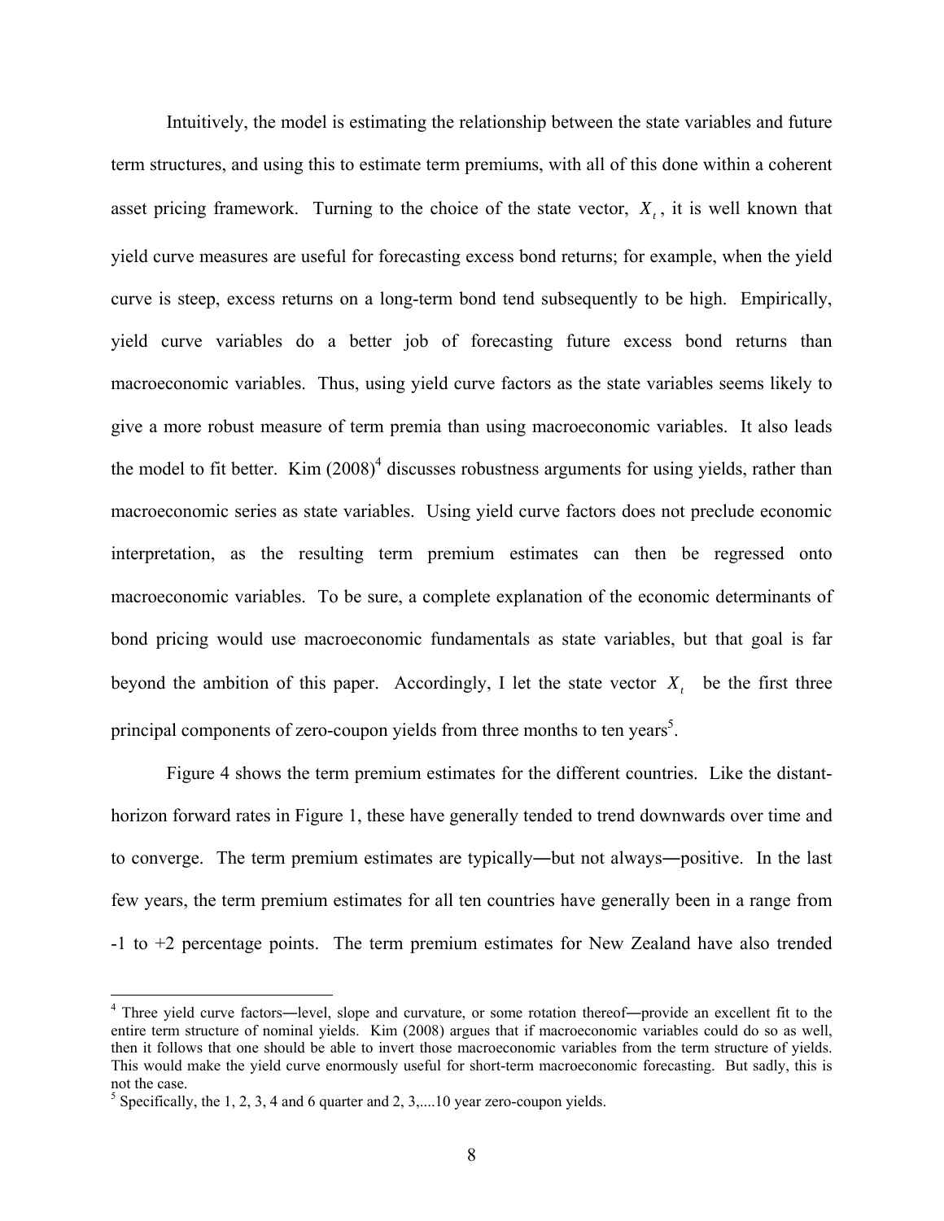Intuitively, the model is estimating the relationship between the state variables and future term structures, and using this to estimate term premiums, with all of this done within a coherent asset pricing framework. Turning to the choice of the state vector, $X_t$, it is well known that yield curve measures are useful for forecasting excess bond returns; for example, when the yield curve is steep, excess returns on a long-term bond tend subsequently to be high. Empirically, yield curve variables do a better job of forecasting future excess bond returns than macroeconomic variables. Thus, using yield curve factors as the state variables seems likely to give a more robust measure of term premia than using macroeconomic variables. It also leads the model to fit better. Kim (2008)[4] discusses robustness arguments for using yields, rather than macroeconomic series as state variables. Using yield curve factors does not preclude economic interpretation, as the resulting term premium estimates can then be regressed onto macroeconomic variables. To be sure, a complete explanation of the economic determinants of bond pricing would use macroeconomic fundamentals as state variables, but that goal is far beyond the ambition of this paper. Accordingly, I let the state vector $X_t$ be the first three principal components of zero-coupon yields from three months to ten years[5].

Figure 4 shows the term premium estimates for the different countries. Like the distant-horizon forward rates in Figure 1, these have generally tended to trend downwards over time and to converge. The term premium estimates are typically―but not always―positive. In the last few years, the term premium estimates for all ten countries have generally been in a range from -1 to +2 percentage points. The term premium estimates for New Zealand have also trended

[4] Three yield curve factors―level, slope and curvature, or some rotation thereof―provide an excellent fit to the entire term structure of nominal yields. Kim (2008) argues that if macroeconomic variables could do so as well, then it follows that one should be able to invert those macroeconomic variables from the term structure of yields. This would make the yield curve enormously useful for short-term macroeconomic forecasting. But sadly, this is not the case.

[5] Specifically, the 1, 2, 3, 4 and 6 quarter and 2, 3,....10 year zero-coupon yields.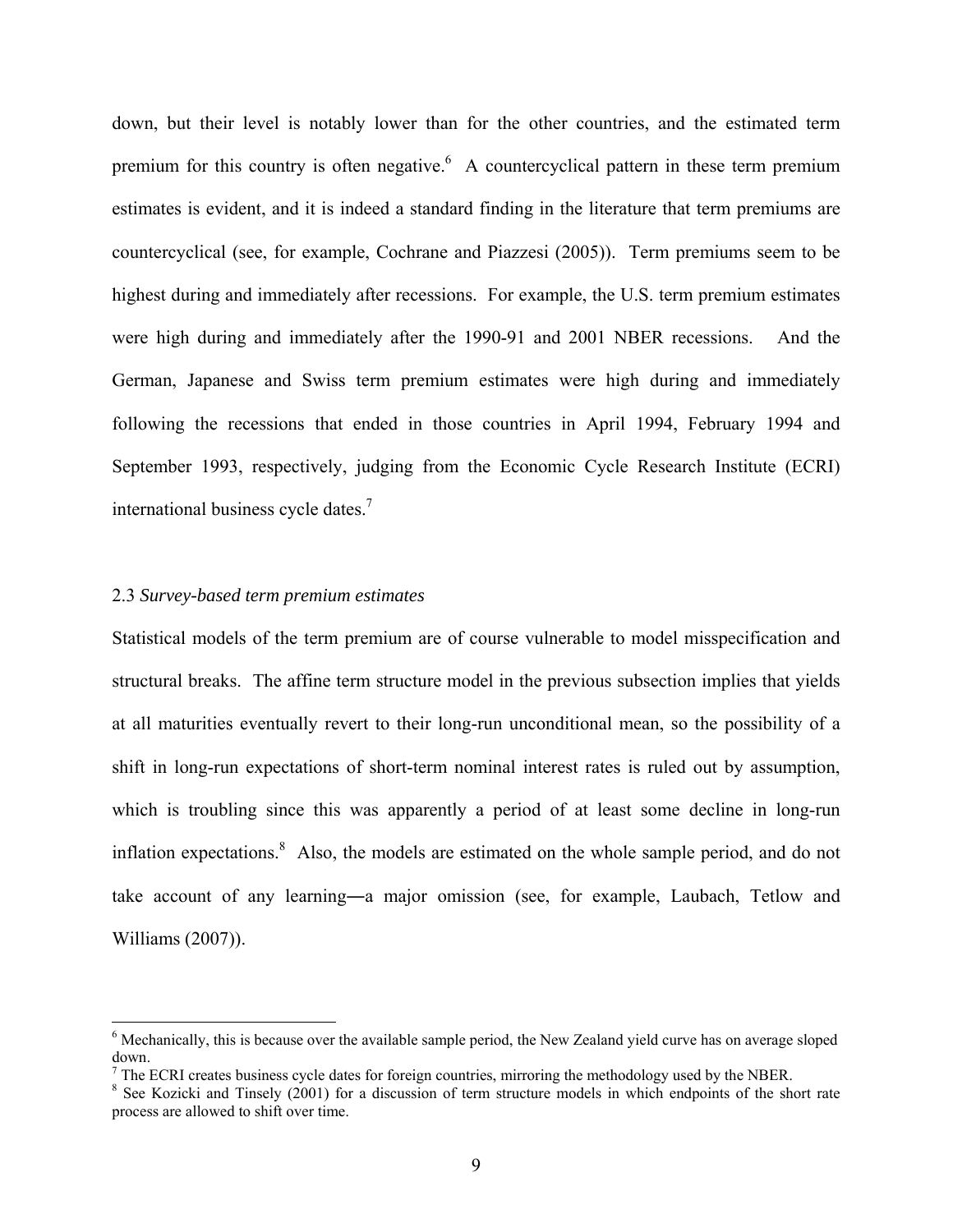down, but their level is notably lower than for the other countries, and the estimated term premium for this country is often negative.[6] A countercyclical pattern in these term premium estimates is evident, and it is indeed a standard finding in the literature that term premiums are countercyclical (see, for example, Cochrane and Piazzesi (2005)). Term premiums seem to be highest during and immediately after recessions. For example, the U.S. term premium estimates were high during and immediately after the 1990-91 and 2001 NBER recessions. And the German, Japanese and Swiss term premium estimates were high during and immediately following the recessions that ended in those countries in April 1994, February 1994 and September 1993, respectively, judging from the Economic Cycle Research Institute (ECRI) international business cycle dates.[7]

### 2.3 *Survey-based term premium estimates*

Statistical models of the term premium are of course vulnerable to model misspecification and structural breaks. The affine term structure model in the previous subsection implies that yields at all maturities eventually revert to their long-run unconditional mean, so the possibility of a shift in long-run expectations of short-term nominal interest rates is ruled out by assumption, which is troubling since this was apparently a period of at least some decline in long-run inflation expectations.[8] Also, the models are estimated on the whole sample period, and do not take account of any learning―a major omission (see, for example, Laubach, Tetlow and Williams (2007)).

---

[6] Mechanically, this is because over the available sample period, the New Zealand yield curve has on average sloped down.

[7] The ECRI creates business cycle dates for foreign countries, mirroring the methodology used by the NBER.

[8] See Kozicki and Tinsely (2001) for a discussion of term structure models in which endpoints of the short rate process are allowed to shift over time.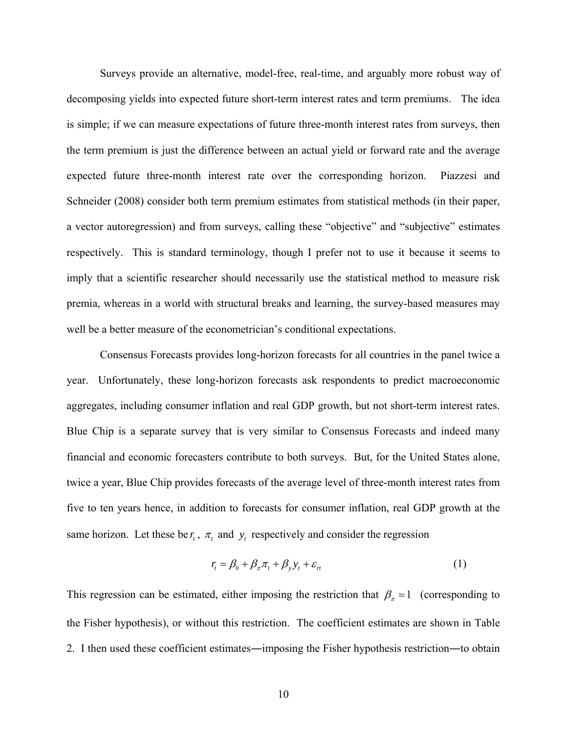Surveys provide an alternative, model-free, real-time, and arguably more robust way of decomposing yields into expected future short-term interest rates and term premiums. The idea is simple; if we can measure expectations of future three-month interest rates from surveys, then the term premium is just the difference between an actual yield or forward rate and the average expected future three-month interest rate over the corresponding horizon. Piazzesi and Schneider (2008) consider both term premium estimates from statistical methods (in their paper, a vector autoregression) and from surveys, calling these "objective" and "subjective" estimates respectively. This is standard terminology, though I prefer not to use it because it seems to imply that a scientific researcher should necessarily use the statistical method to measure risk premia, whereas in a world with structural breaks and learning, the survey-based measures may well be a better measure of the econometrician's conditional expectations.

Consensus Forecasts provides long-horizon forecasts for all countries in the panel twice a year. Unfortunately, these long-horizon forecasts ask respondents to predict macroeconomic aggregates, including consumer inflation and real GDP growth, but not short-term interest rates. Blue Chip is a separate survey that is very similar to Consensus Forecasts and indeed many financial and economic forecasters contribute to both surveys. But, for the United States alone, twice a year, Blue Chip provides forecasts of the average level of three-month interest rates from five to ten years hence, in addition to forecasts for consumer inflation, real GDP growth at the same horizon. Let these be $r_t$, $\pi_t$ and $y_t$ respectively and consider the regression

$$r_t = \beta_0 + \beta_\pi \pi_t + \beta_y y_t + \varepsilon_{rt} \tag{1}$$

This regression can be estimated, either imposing the restriction that $\beta_\pi = 1$ (corresponding to the Fisher hypothesis), or without this restriction. The coefficient estimates are shown in Table 2. I then used these coefficient estimates—imposing the Fisher hypothesis restriction—to obtain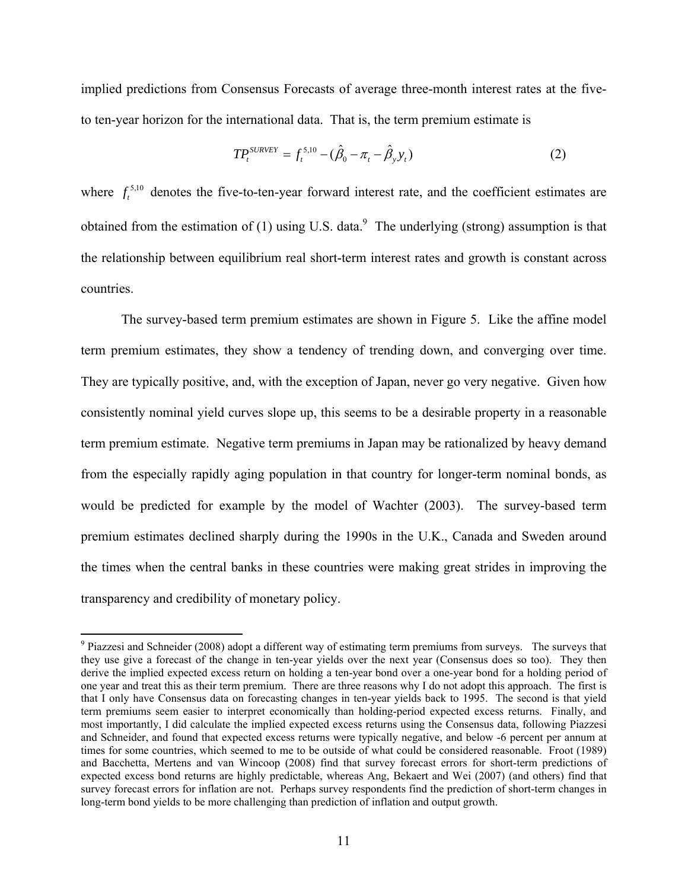implied predictions from Consensus Forecasts of average three-month interest rates at the five- to ten-year horizon for the international data. That is, the term premium estimate is

$$TP_t^{SURVEY} = f_t^{5,10} - (\hat{\beta}_0 - \pi_t - \hat{\beta}_y y_t) \tag{2}$$

where $f_t^{5,10}$ denotes the five-to-ten-year forward interest rate, and the coefficient estimates are obtained from the estimation of (1) using U.S. data.[9] The underlying (strong) assumption is that the relationship between equilibrium real short-term interest rates and growth is constant across countries.

The survey-based term premium estimates are shown in Figure 5. Like the affine model term premium estimates, they show a tendency of trending down, and converging over time. They are typically positive, and, with the exception of Japan, never go very negative. Given how consistently nominal yield curves slope up, this seems to be a desirable property in a reasonable term premium estimate. Negative term premiums in Japan may be rationalized by heavy demand from the especially rapidly aging population in that country for longer-term nominal bonds, as would be predicted for example by the model of Wachter (2003). The survey-based term premium estimates declined sharply during the 1990s in the U.K., Canada and Sweden around the times when the central banks in these countries were making great strides in improving the transparency and credibility of monetary policy.

---

[9] Piazzesi and Schneider (2008) adopt a different way of estimating term premiums from surveys. The surveys that they use give a forecast of the change in ten-year yields over the next year (Consensus does so too). They then derive the implied expected excess return on holding a ten-year bond over a one-year bond for a holding period of one year and treat this as their term premium. There are three reasons why I do not adopt this approach. The first is that I only have Consensus data on forecasting changes in ten-year yields back to 1995. The second is that yield term premiums seem easier to interpret economically than holding-period expected excess returns. Finally, and most importantly, I did calculate the implied expected excess returns using the Consensus data, following Piazzesi and Schneider, and found that expected excess returns were typically negative, and below -6 percent per annum at times for some countries, which seemed to me to be outside of what could be considered reasonable. Froot (1989) and Bacchetta, Mertens and van Wincoop (2008) find that survey forecast errors for short-term predictions of expected excess bond returns are highly predictable, whereas Ang, Bekaert and Wei (2007) (and others) find that survey forecast errors for inflation are not. Perhaps survey respondents find the prediction of short-term changes in long-term bond yields to be more challenging than prediction of inflation and output growth.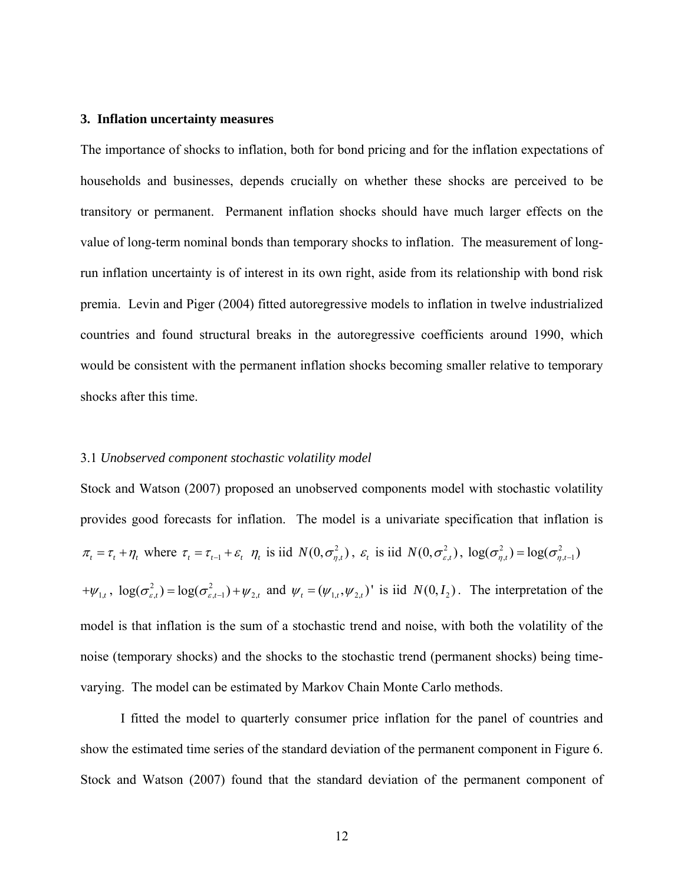### 3. Inflation uncertainty measures

The importance of shocks to inflation, both for bond pricing and for the inflation expectations of households and businesses, depends crucially on whether these shocks are perceived to be transitory or permanent. Permanent inflation shocks should have much larger effects on the value of long-term nominal bonds than temporary shocks to inflation. The measurement of long-run inflation uncertainty is of interest in its own right, aside from its relationship with bond risk premia. Levin and Piger (2004) fitted autoregressive models to inflation in twelve industrialized countries and found structural breaks in the autoregressive coefficients around 1990, which would be consistent with the permanent inflation shocks becoming smaller relative to temporary shocks after this time.

#### 3.1 *Unobserved component stochastic volatility model*

Stock and Watson (2007) proposed an unobserved components model with stochastic volatility provides good forecasts for inflation. The model is a univariate specification that inflation is $\pi_t = \tau_t + \eta_t$ where $\tau_t = \tau_{t-1} + \varepsilon_t$ $\eta_t$ is iid $N(0, \sigma^2_{\eta,t})$, $\varepsilon_t$ is iid $N(0, \sigma^2_{\varepsilon,t})$, $\log(\sigma^2_{\eta,t}) = \log(\sigma^2_{\eta,t-1})$ $+\psi_{1,t}$, $\log(\sigma^2_{\varepsilon,t}) = \log(\sigma^2_{\varepsilon,t-1}) + \psi_{2,t}$ and $\psi_t = (\psi_{1,t}, \psi_{2,t})'$ is iid $N(0, I_2)$. The interpretation of the model is that inflation is the sum of a stochastic trend and noise, with both the volatility of the noise (temporary shocks) and the shocks to the stochastic trend (permanent shocks) being time-varying. The model can be estimated by Markov Chain Monte Carlo methods.

I fitted the model to quarterly consumer price inflation for the panel of countries and show the estimated time series of the standard deviation of the permanent component in Figure 6. Stock and Watson (2007) found that the standard deviation of the permanent component of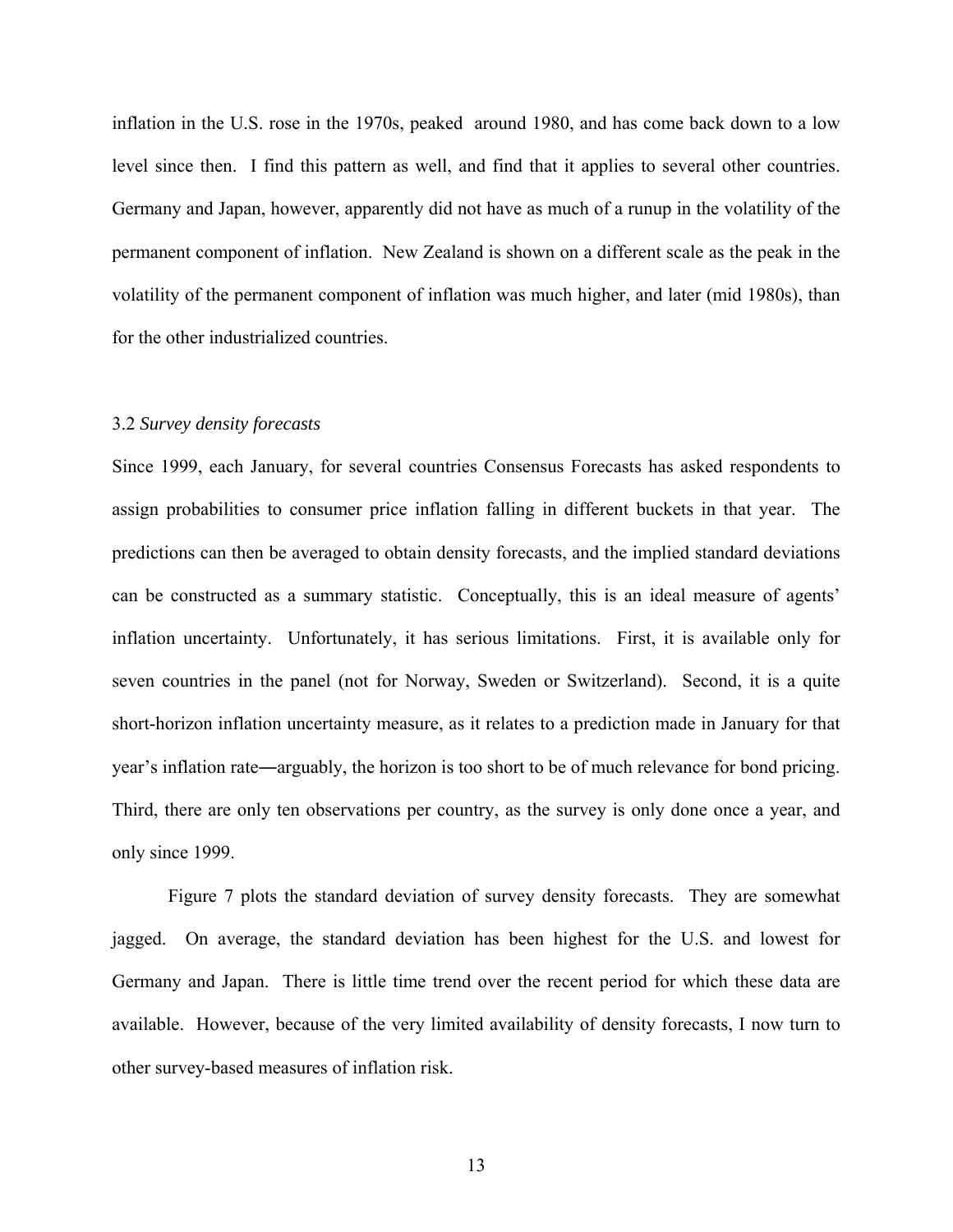inflation in the U.S. rose in the 1970s, peaked around 1980, and has come back down to a low level since then. I find this pattern as well, and find that it applies to several other countries. Germany and Japan, however, apparently did not have as much of a runup in the volatility of the permanent component of inflation. New Zealand is shown on a different scale as the peak in the volatility of the permanent component of inflation was much higher, and later (mid 1980s), than for the other industrialized countries.

### 3.2 *Survey density forecasts*

Since 1999, each January, for several countries Consensus Forecasts has asked respondents to assign probabilities to consumer price inflation falling in different buckets in that year. The predictions can then be averaged to obtain density forecasts, and the implied standard deviations can be constructed as a summary statistic. Conceptually, this is an ideal measure of agents' inflation uncertainty. Unfortunately, it has serious limitations. First, it is available only for seven countries in the panel (not for Norway, Sweden or Switzerland). Second, it is a quite short-horizon inflation uncertainty measure, as it relates to a prediction made in January for that year's inflation rate—arguably, the horizon is too short to be of much relevance for bond pricing. Third, there are only ten observations per country, as the survey is only done once a year, and only since 1999.

Figure 7 plots the standard deviation of survey density forecasts. They are somewhat jagged. On average, the standard deviation has been highest for the U.S. and lowest for Germany and Japan. There is little time trend over the recent period for which these data are available. However, because of the very limited availability of density forecasts, I now turn to other survey-based measures of inflation risk.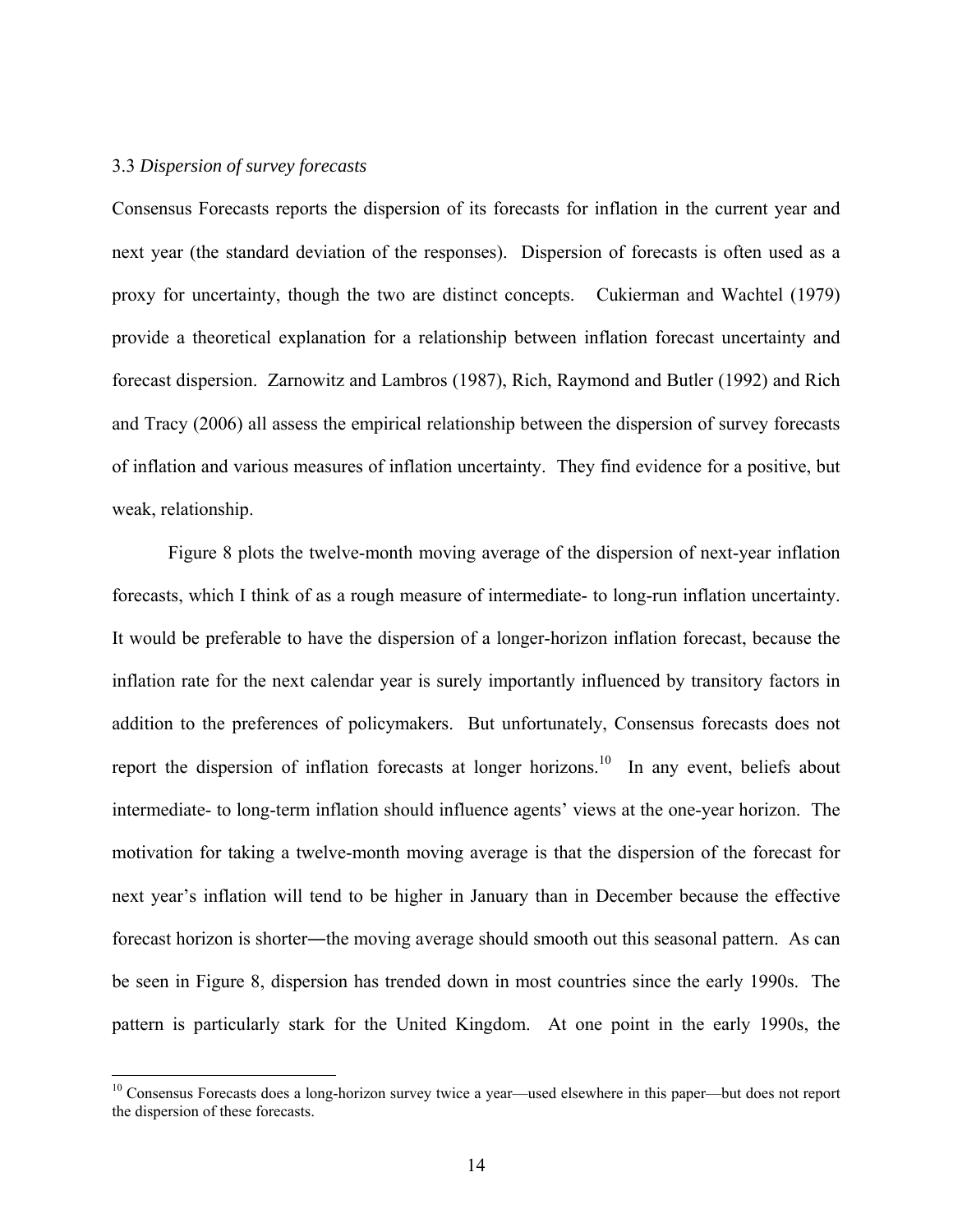### 3.3 *Dispersion of survey forecasts*

Consensus Forecasts reports the dispersion of its forecasts for inflation in the current year and next year (the standard deviation of the responses). Dispersion of forecasts is often used as a proxy for uncertainty, though the two are distinct concepts. Cukierman and Wachtel (1979) provide a theoretical explanation for a relationship between inflation forecast uncertainty and forecast dispersion. Zarnowitz and Lambros (1987), Rich, Raymond and Butler (1992) and Rich and Tracy (2006) all assess the empirical relationship between the dispersion of survey forecasts of inflation and various measures of inflation uncertainty. They find evidence for a positive, but weak, relationship.

Figure 8 plots the twelve-month moving average of the dispersion of next-year inflation forecasts, which I think of as a rough measure of intermediate- to long-run inflation uncertainty. It would be preferable to have the dispersion of a longer-horizon inflation forecast, because the inflation rate for the next calendar year is surely importantly influenced by transitory factors in addition to the preferences of policymakers. But unfortunately, Consensus forecasts does not report the dispersion of inflation forecasts at longer horizons.[10] In any event, beliefs about intermediate- to long-term inflation should influence agents' views at the one-year horizon. The motivation for taking a twelve-month moving average is that the dispersion of the forecast for next year's inflation will tend to be higher in January than in December because the effective forecast horizon is shorter―the moving average should smooth out this seasonal pattern. As can be seen in Figure 8, dispersion has trended down in most countries since the early 1990s. The pattern is particularly stark for the United Kingdom. At one point in the early 1990s, the

[10] Consensus Forecasts does a long-horizon survey twice a year—used elsewhere in this paper—but does not report the dispersion of these forecasts.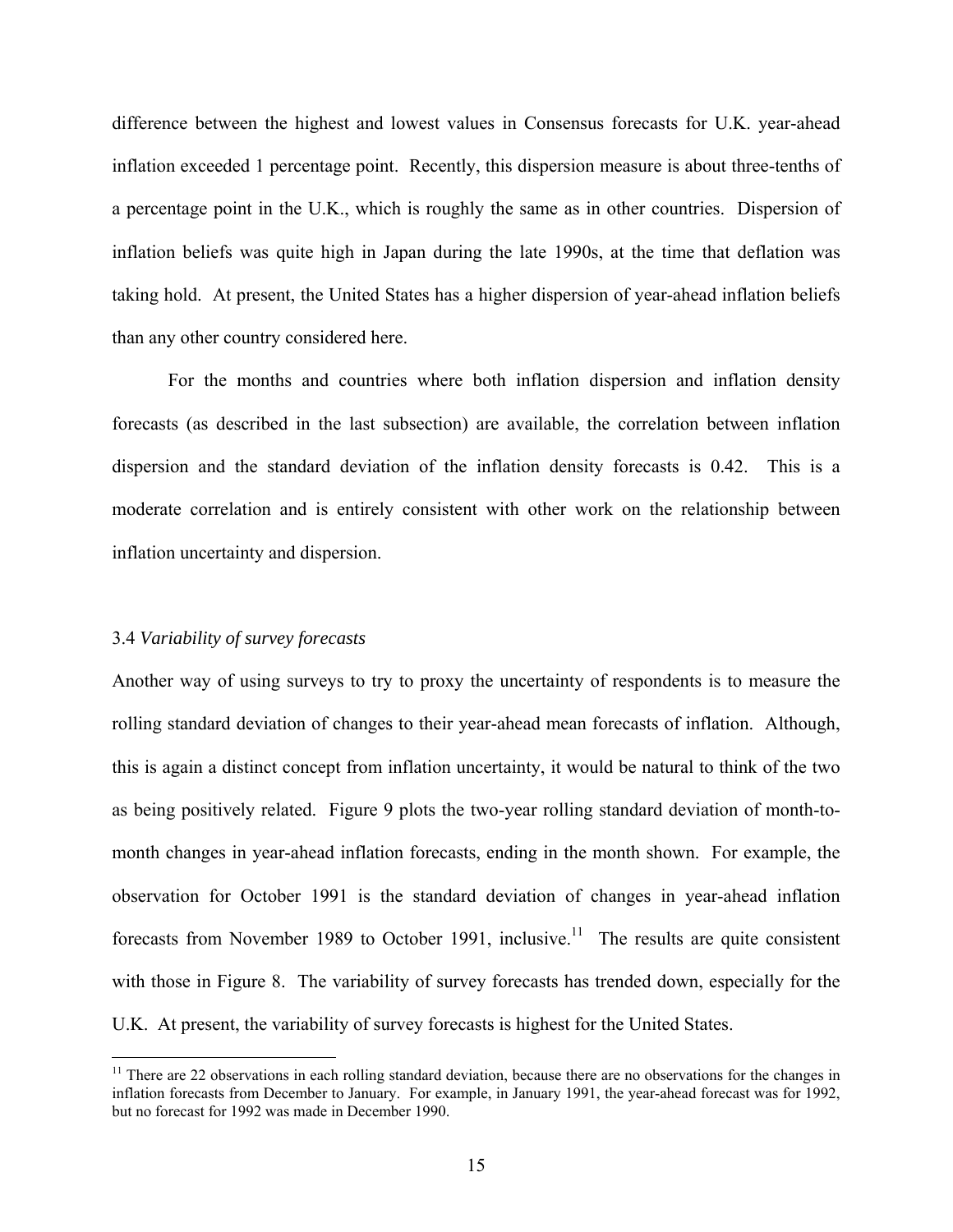difference between the highest and lowest values in Consensus forecasts for U.K. year-ahead inflation exceeded 1 percentage point. Recently, this dispersion measure is about three-tenths of a percentage point in the U.K., which is roughly the same as in other countries. Dispersion of inflation beliefs was quite high in Japan during the late 1990s, at the time that deflation was taking hold. At present, the United States has a higher dispersion of year-ahead inflation beliefs than any other country considered here.

For the months and countries where both inflation dispersion and inflation density forecasts (as described in the last subsection) are available, the correlation between inflation dispersion and the standard deviation of the inflation density forecasts is 0.42. This is a moderate correlation and is entirely consistent with other work on the relationship between inflation uncertainty and dispersion.

### 3.4 *Variability of survey forecasts*

Another way of using surveys to try to proxy the uncertainty of respondents is to measure the rolling standard deviation of changes to their year-ahead mean forecasts of inflation. Although, this is again a distinct concept from inflation uncertainty, it would be natural to think of the two as being positively related. Figure 9 plots the two-year rolling standard deviation of month-to-month changes in year-ahead inflation forecasts, ending in the month shown. For example, the observation for October 1991 is the standard deviation of changes in year-ahead inflation forecasts from November 1989 to October 1991, inclusive.[11] The results are quite consistent with those in Figure 8. The variability of survey forecasts has trended down, especially for the U.K. At present, the variability of survey forecasts is highest for the United States.

[11] There are 22 observations in each rolling standard deviation, because there are no observations for the changes in inflation forecasts from December to January. For example, in January 1991, the year-ahead forecast was for 1992, but no forecast for 1992 was made in December 1990.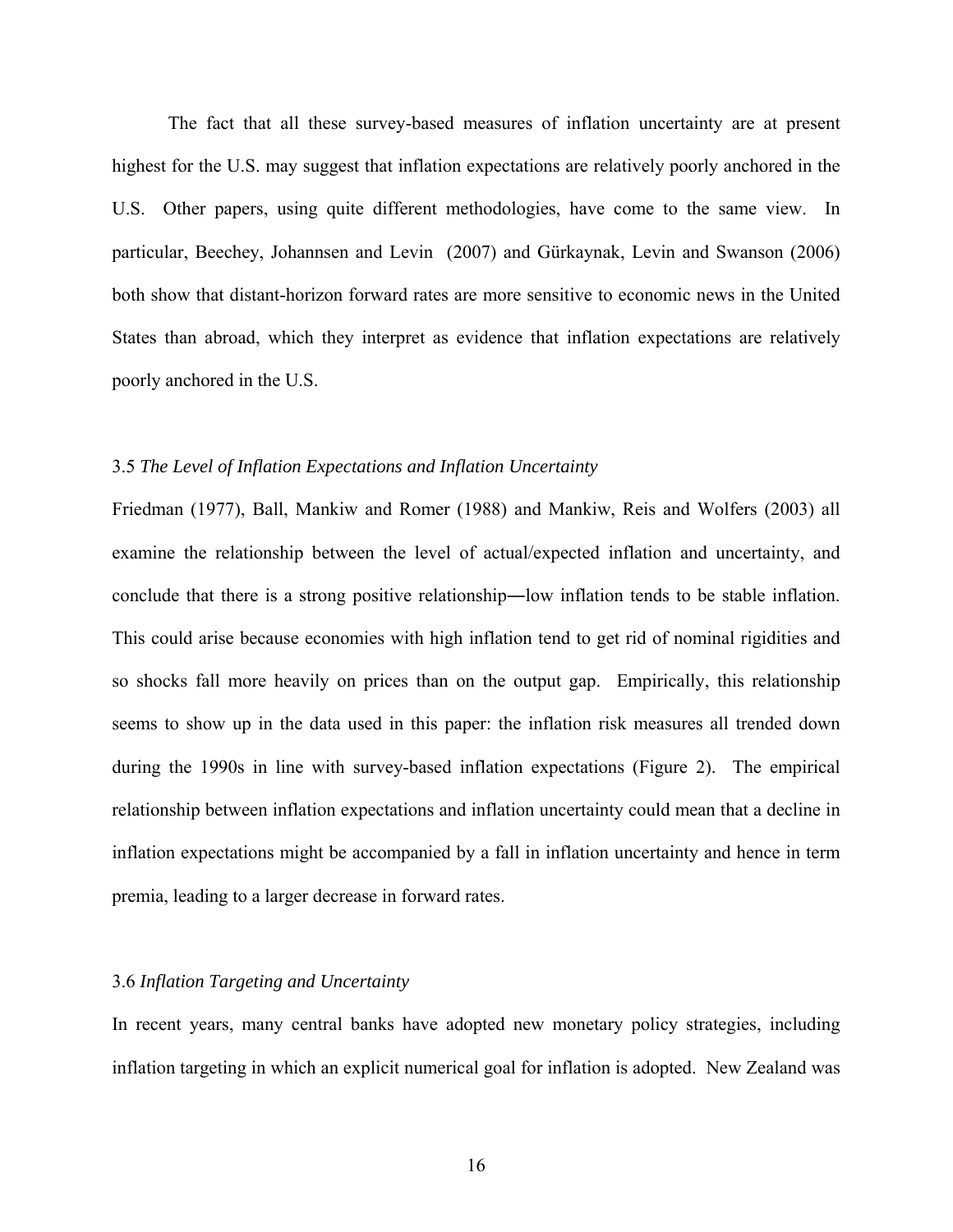The fact that all these survey-based measures of inflation uncertainty are at present highest for the U.S. may suggest that inflation expectations are relatively poorly anchored in the U.S. Other papers, using quite different methodologies, have come to the same view. In particular, Beechey, Johannsen and Levin (2007) and Gürkaynak, Levin and Swanson (2006) both show that distant-horizon forward rates are more sensitive to economic news in the United States than abroad, which they interpret as evidence that inflation expectations are relatively poorly anchored in the U.S.

### 3.5 *The Level of Inflation Expectations and Inflation Uncertainty*

Friedman (1977), Ball, Mankiw and Romer (1988) and Mankiw, Reis and Wolfers (2003) all examine the relationship between the level of actual/expected inflation and uncertainty, and conclude that there is a strong positive relationship―low inflation tends to be stable inflation. This could arise because economies with high inflation tend to get rid of nominal rigidities and so shocks fall more heavily on prices than on the output gap. Empirically, this relationship seems to show up in the data used in this paper: the inflation risk measures all trended down during the 1990s in line with survey-based inflation expectations (Figure 2). The empirical relationship between inflation expectations and inflation uncertainty could mean that a decline in inflation expectations might be accompanied by a fall in inflation uncertainty and hence in term premia, leading to a larger decrease in forward rates.

### 3.6 *Inflation Targeting and Uncertainty*

In recent years, many central banks have adopted new monetary policy strategies, including inflation targeting in which an explicit numerical goal for inflation is adopted. New Zealand was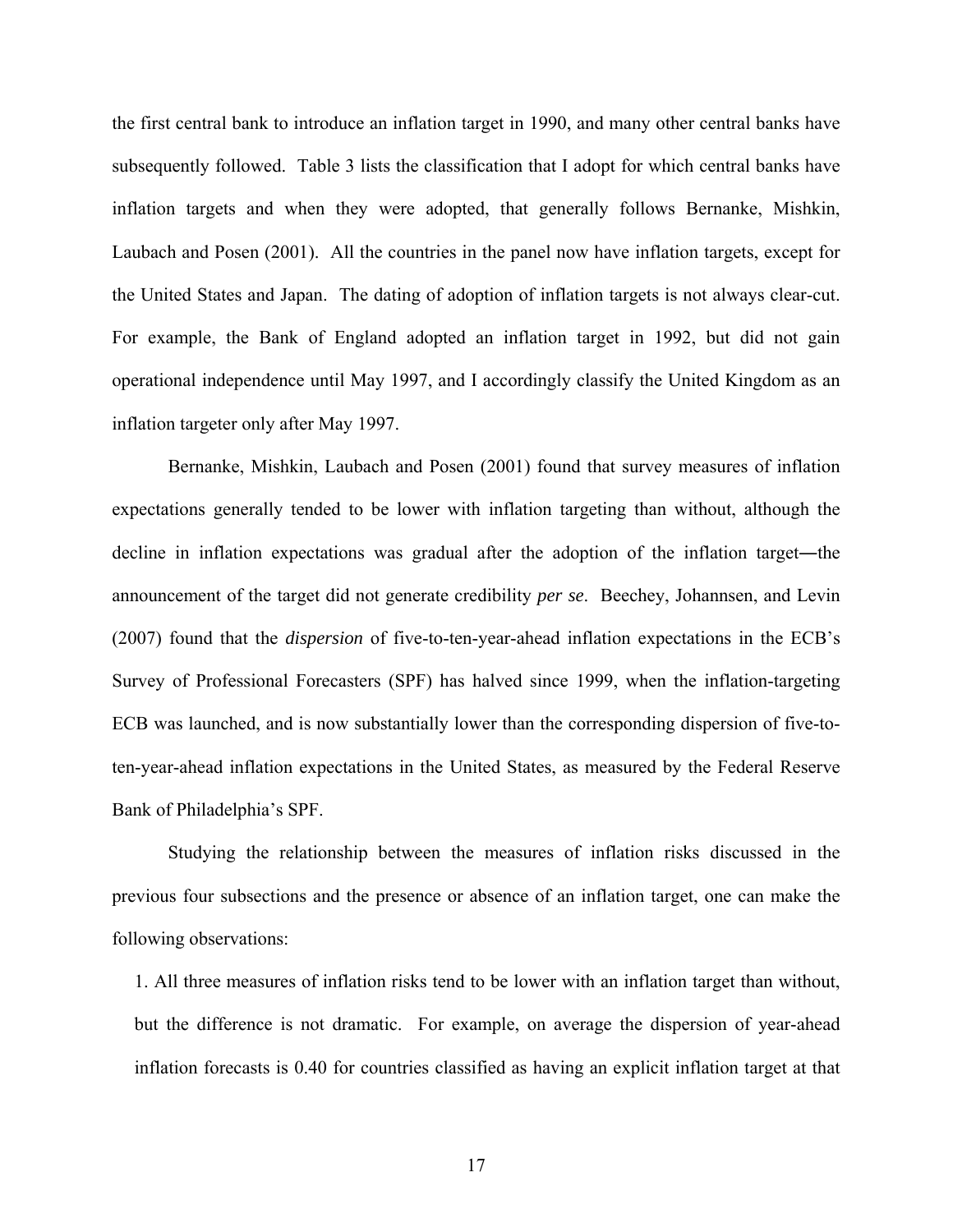the first central bank to introduce an inflation target in 1990, and many other central banks have subsequently followed. Table 3 lists the classification that I adopt for which central banks have inflation targets and when they were adopted, that generally follows Bernanke, Mishkin, Laubach and Posen (2001). All the countries in the panel now have inflation targets, except for the United States and Japan. The dating of adoption of inflation targets is not always clear-cut. For example, the Bank of England adopted an inflation target in 1992, but did not gain operational independence until May 1997, and I accordingly classify the United Kingdom as an inflation targeter only after May 1997.

Bernanke, Mishkin, Laubach and Posen (2001) found that survey measures of inflation expectations generally tended to be lower with inflation targeting than without, although the decline in inflation expectations was gradual after the adoption of the inflation target—the announcement of the target did not generate credibility *per se*. Beechey, Johannsen, and Levin (2007) found that the *dispersion* of five-to-ten-year-ahead inflation expectations in the ECB's Survey of Professional Forecasters (SPF) has halved since 1999, when the inflation-targeting ECB was launched, and is now substantially lower than the corresponding dispersion of five-to-ten-year-ahead inflation expectations in the United States, as measured by the Federal Reserve Bank of Philadelphia's SPF.

Studying the relationship between the measures of inflation risks discussed in the previous four subsections and the presence or absence of an inflation target, one can make the following observations:

1. All three measures of inflation risks tend to be lower with an inflation target than without, but the difference is not dramatic. For example, on average the dispersion of year-ahead inflation forecasts is 0.40 for countries classified as having an explicit inflation target at that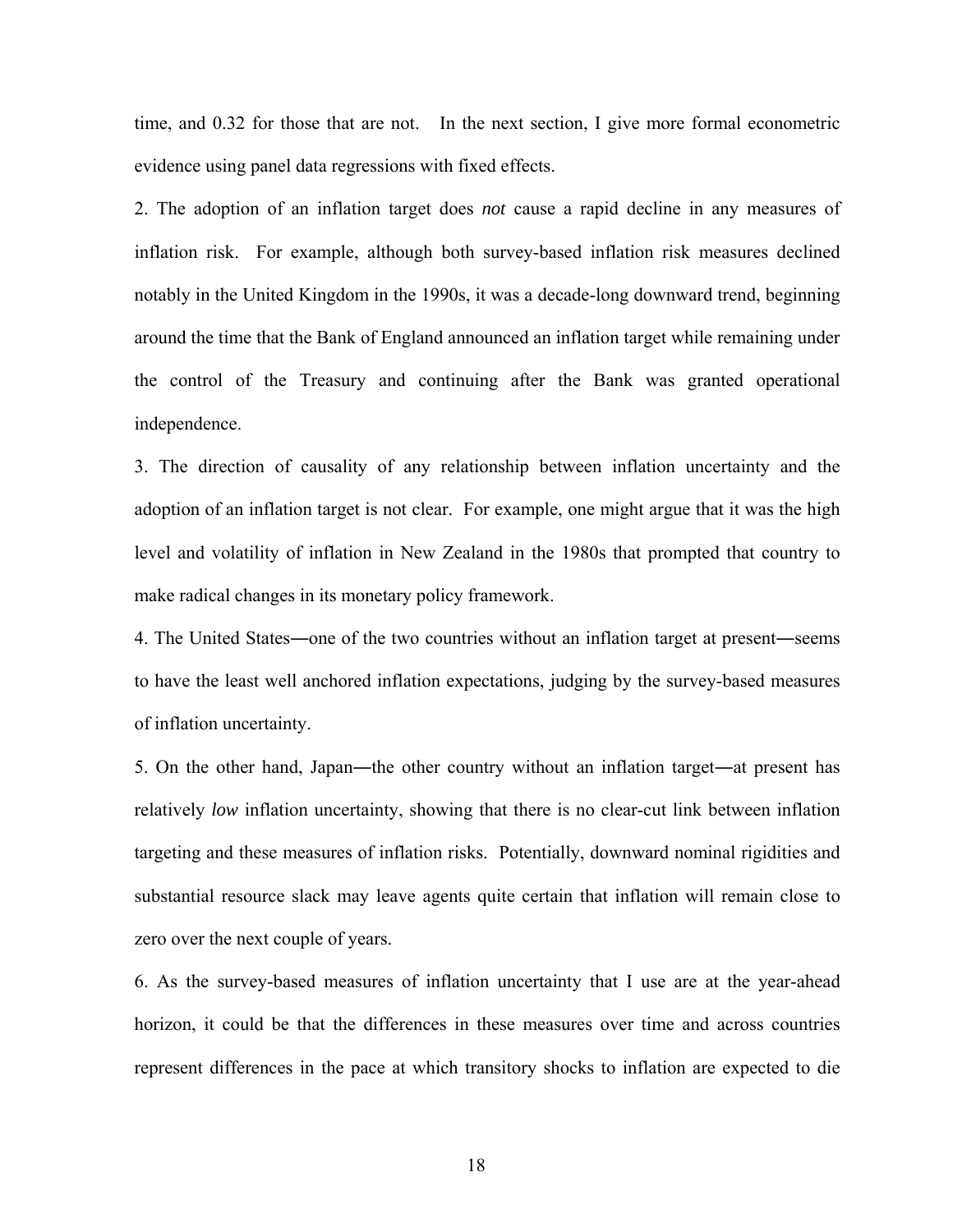time, and 0.32 for those that are not. In the next section, I give more formal econometric evidence using panel data regressions with fixed effects.

2. The adoption of an inflation target does *not* cause a rapid decline in any measures of inflation risk. For example, although both survey-based inflation risk measures declined notably in the United Kingdom in the 1990s, it was a decade-long downward trend, beginning around the time that the Bank of England announced an inflation target while remaining under the control of the Treasury and continuing after the Bank was granted operational independence.

3. The direction of causality of any relationship between inflation uncertainty and the adoption of an inflation target is not clear. For example, one might argue that it was the high level and volatility of inflation in New Zealand in the 1980s that prompted that country to make radical changes in its monetary policy framework.

4. The United States―one of the two countries without an inflation target at present―seems to have the least well anchored inflation expectations, judging by the survey-based measures of inflation uncertainty.

5. On the other hand, Japan―the other country without an inflation target―at present has relatively *low* inflation uncertainty, showing that there is no clear-cut link between inflation targeting and these measures of inflation risks. Potentially, downward nominal rigidities and substantial resource slack may leave agents quite certain that inflation will remain close to zero over the next couple of years.

6. As the survey-based measures of inflation uncertainty that I use are at the year-ahead horizon, it could be that the differences in these measures over time and across countries represent differences in the pace at which transitory shocks to inflation are expected to die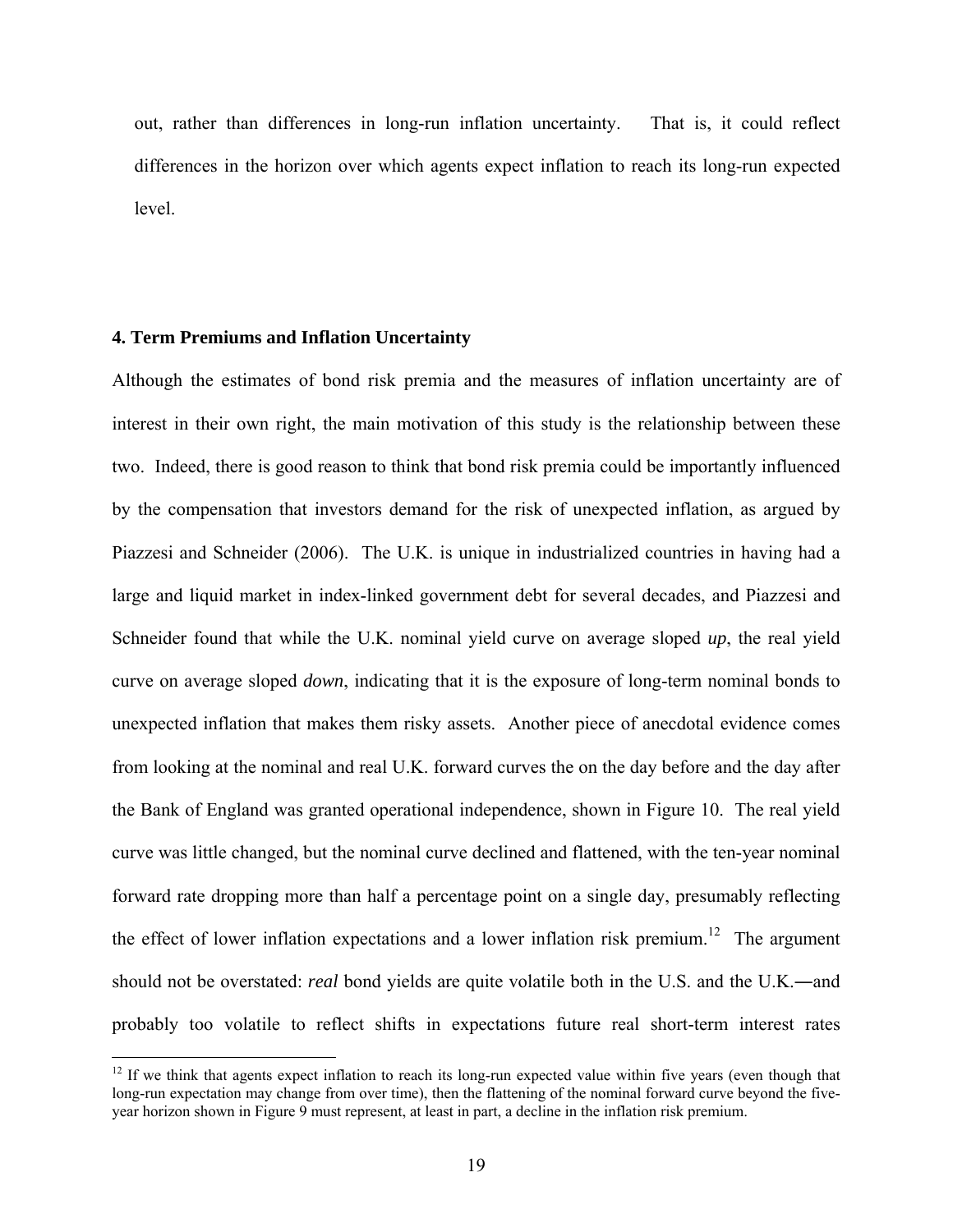out, rather than differences in long-run inflation uncertainty. That is, it could reflect differences in the horizon over which agents expect inflation to reach its long-run expected level.

## 4. Term Premiums and Inflation Uncertainty

Although the estimates of bond risk premia and the measures of inflation uncertainty are of interest in their own right, the main motivation of this study is the relationship between these two. Indeed, there is good reason to think that bond risk premia could be importantly influenced by the compensation that investors demand for the risk of unexpected inflation, as argued by Piazzesi and Schneider (2006). The U.K. is unique in industrialized countries in having had a large and liquid market in index-linked government debt for several decades, and Piazzesi and Schneider found that while the U.K. nominal yield curve on average sloped *up*, the real yield curve on average sloped *down*, indicating that it is the exposure of long-term nominal bonds to unexpected inflation that makes them risky assets. Another piece of anecdotal evidence comes from looking at the nominal and real U.K. forward curves the on the day before and the day after the Bank of England was granted operational independence, shown in Figure 10. The real yield curve was little changed, but the nominal curve declined and flattened, with the ten-year nominal forward rate dropping more than half a percentage point on a single day, presumably reflecting the effect of lower inflation expectations and a lower inflation risk premium.[12] The argument should not be overstated: *real* bond yields are quite volatile both in the U.S. and the U.K.―and probably too volatile to reflect shifts in expectations future real short-term interest rates

[12] If we think that agents expect inflation to reach its long-run expected value within five years (even though that long-run expectation may change from over time), then the flattening of the nominal forward curve beyond the five-year horizon shown in Figure 9 must represent, at least in part, a decline in the inflation risk premium.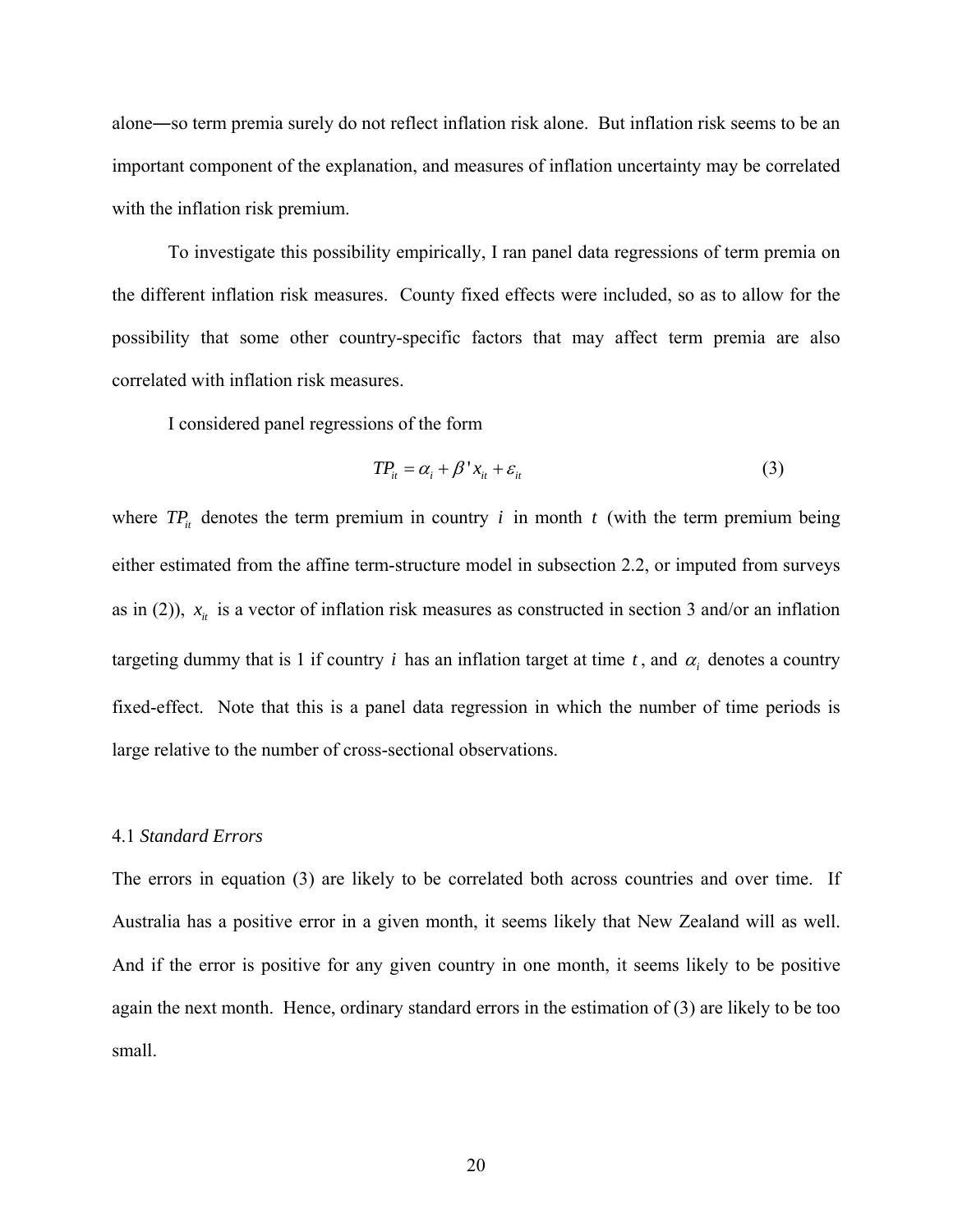alone—so term premia surely do not reflect inflation risk alone. But inflation risk seems to be an important component of the explanation, and measures of inflation uncertainty may be correlated with the inflation risk premium.

To investigate this possibility empirically, I ran panel data regressions of term premia on the different inflation risk measures. County fixed effects were included, so as to allow for the possibility that some other country-specific factors that may affect term premia are also correlated with inflation risk measures.

I considered panel regressions of the form

$$TP_{it} = \alpha_i + \beta' x_{it} + \varepsilon_{it} \tag{3}$$

where $TP_{it}$ denotes the term premium in country $i$ in month $t$ (with the term premium being either estimated from the affine term-structure model in subsection 2.2, or imputed from surveys as in (2)), $x_{it}$ is a vector of inflation risk measures as constructed in section 3 and/or an inflation targeting dummy that is 1 if country $i$ has an inflation target at time $t$, and $\alpha_i$ denotes a country fixed-effect. Note that this is a panel data regression in which the number of time periods is large relative to the number of cross-sectional observations.

### 4.1 *Standard Errors*

The errors in equation (3) are likely to be correlated both across countries and over time. If Australia has a positive error in a given month, it seems likely that New Zealand will as well. And if the error is positive for any given country in one month, it seems likely to be positive again the next month. Hence, ordinary standard errors in the estimation of (3) are likely to be too small.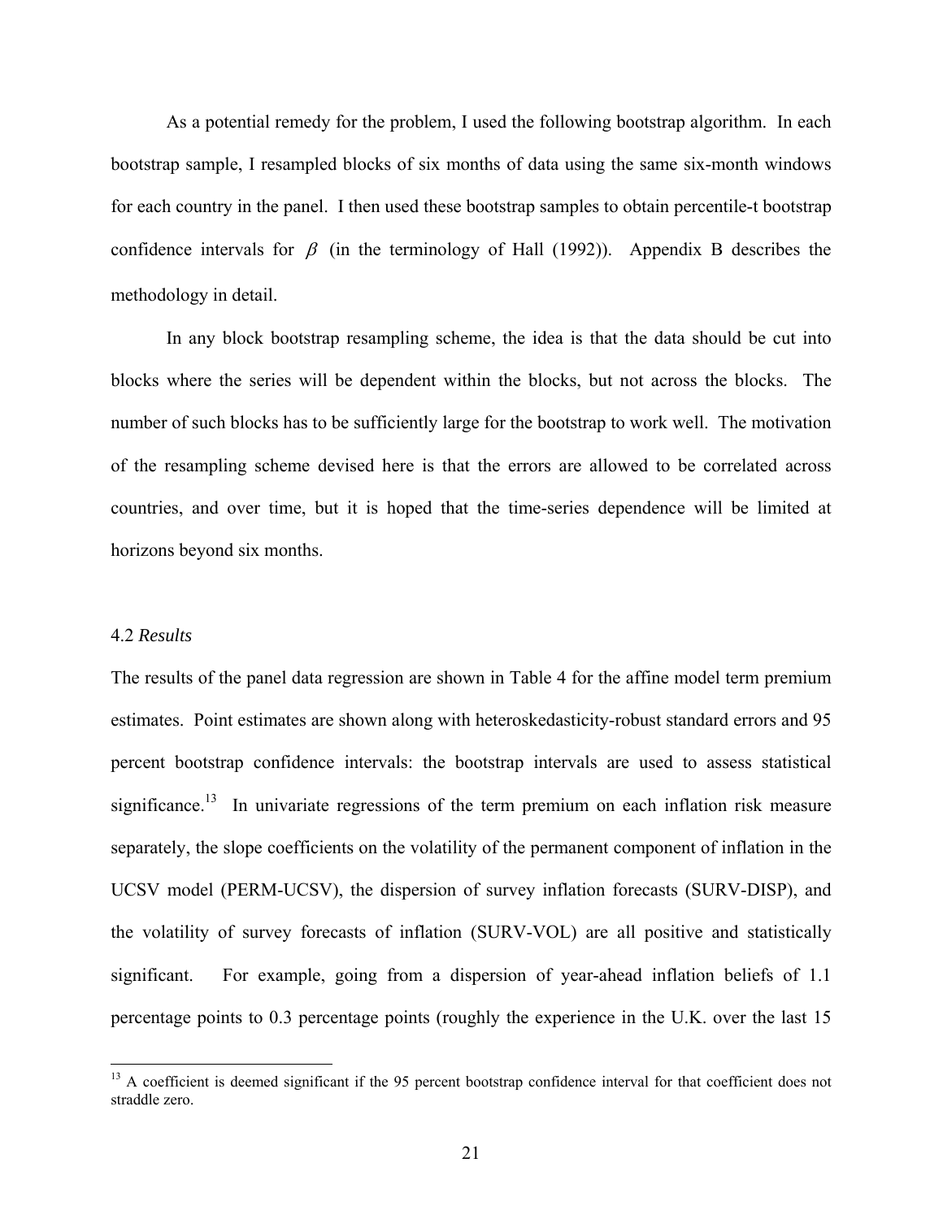As a potential remedy for the problem, I used the following bootstrap algorithm. In each bootstrap sample, I resampled blocks of six months of data using the same six-month windows for each country in the panel. I then used these bootstrap samples to obtain percentile-t bootstrap confidence intervals for $\beta$ (in the terminology of Hall (1992)). Appendix B describes the methodology in detail.

In any block bootstrap resampling scheme, the idea is that the data should be cut into blocks where the series will be dependent within the blocks, but not across the blocks. The number of such blocks has to be sufficiently large for the bootstrap to work well. The motivation of the resampling scheme devised here is that the errors are allowed to be correlated across countries, and over time, but it is hoped that the time-series dependence will be limited at horizons beyond six months.

### 4.2 *Results*

The results of the panel data regression are shown in Table 4 for the affine model term premium estimates. Point estimates are shown along with heteroskedasticity-robust standard errors and 95 percent bootstrap confidence intervals: the bootstrap intervals are used to assess statistical significance.[13] In univariate regressions of the term premium on each inflation risk measure separately, the slope coefficients on the volatility of the permanent component of inflation in the UCSV model (PERM-UCSV), the dispersion of survey inflation forecasts (SURV-DISP), and the volatility of survey forecasts of inflation (SURV-VOL) are all positive and statistically significant. For example, going from a dispersion of year-ahead inflation beliefs of 1.1 percentage points to 0.3 percentage points (roughly the experience in the U.K. over the last 15

[13] A coefficient is deemed significant if the 95 percent bootstrap confidence interval for that coefficient does not straddle zero.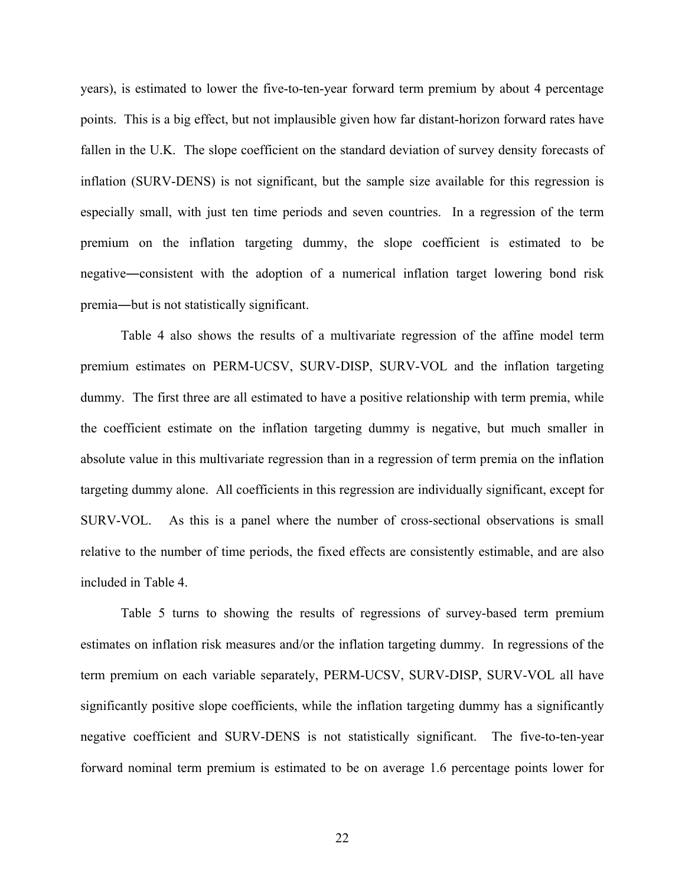years), is estimated to lower the five-to-ten-year forward term premium by about 4 percentage points. This is a big effect, but not implausible given how far distant-horizon forward rates have fallen in the U.K. The slope coefficient on the standard deviation of survey density forecasts of inflation (SURV-DENS) is not significant, but the sample size available for this regression is especially small, with just ten time periods and seven countries. In a regression of the term premium on the inflation targeting dummy, the slope coefficient is estimated to be negative―consistent with the adoption of a numerical inflation target lowering bond risk premia―but is not statistically significant.

Table 4 also shows the results of a multivariate regression of the affine model term premium estimates on PERM-UCSV, SURV-DISP, SURV-VOL and the inflation targeting dummy. The first three are all estimated to have a positive relationship with term premia, while the coefficient estimate on the inflation targeting dummy is negative, but much smaller in absolute value in this multivariate regression than in a regression of term premia on the inflation targeting dummy alone. All coefficients in this regression are individually significant, except for SURV-VOL. As this is a panel where the number of cross-sectional observations is small relative to the number of time periods, the fixed effects are consistently estimable, and are also included in Table 4.

Table 5 turns to showing the results of regressions of survey-based term premium estimates on inflation risk measures and/or the inflation targeting dummy. In regressions of the term premium on each variable separately, PERM-UCSV, SURV-DISP, SURV-VOL all have significantly positive slope coefficients, while the inflation targeting dummy has a significantly negative coefficient and SURV-DENS is not statistically significant. The five-to-ten-year forward nominal term premium is estimated to be on average 1.6 percentage points lower for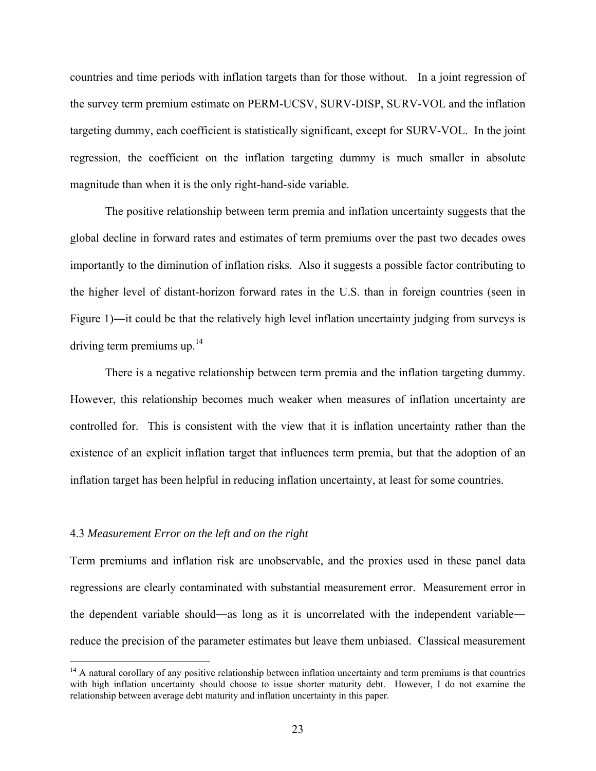countries and time periods with inflation targets than for those without. In a joint regression of the survey term premium estimate on PERM-UCSV, SURV-DISP, SURV-VOL and the inflation targeting dummy, each coefficient is statistically significant, except for SURV-VOL. In the joint regression, the coefficient on the inflation targeting dummy is much smaller in absolute magnitude than when it is the only right-hand-side variable.

The positive relationship between term premia and inflation uncertainty suggests that the global decline in forward rates and estimates of term premiums over the past two decades owes importantly to the diminution of inflation risks. Also it suggests a possible factor contributing to the higher level of distant-horizon forward rates in the U.S. than in foreign countries (seen in Figure 1)―it could be that the relatively high level inflation uncertainty judging from surveys is driving term premiums up.[14]

There is a negative relationship between term premia and the inflation targeting dummy. However, this relationship becomes much weaker when measures of inflation uncertainty are controlled for. This is consistent with the view that it is inflation uncertainty rather than the existence of an explicit inflation target that influences term premia, but that the adoption of an inflation target has been helpful in reducing inflation uncertainty, at least for some countries.

### 4.3 *Measurement Error on the left and on the right*

Term premiums and inflation risk are unobservable, and the proxies used in these panel data regressions are clearly contaminated with substantial measurement error. Measurement error in the dependent variable should―as long as it is uncorrelated with the independent variable―reduce the precision of the parameter estimates but leave them unbiased. Classical measurement

[14] A natural corollary of any positive relationship between inflation uncertainty and term premiums is that countries with high inflation uncertainty should choose to issue shorter maturity debt. However, I do not examine the relationship between average debt maturity and inflation uncertainty in this paper.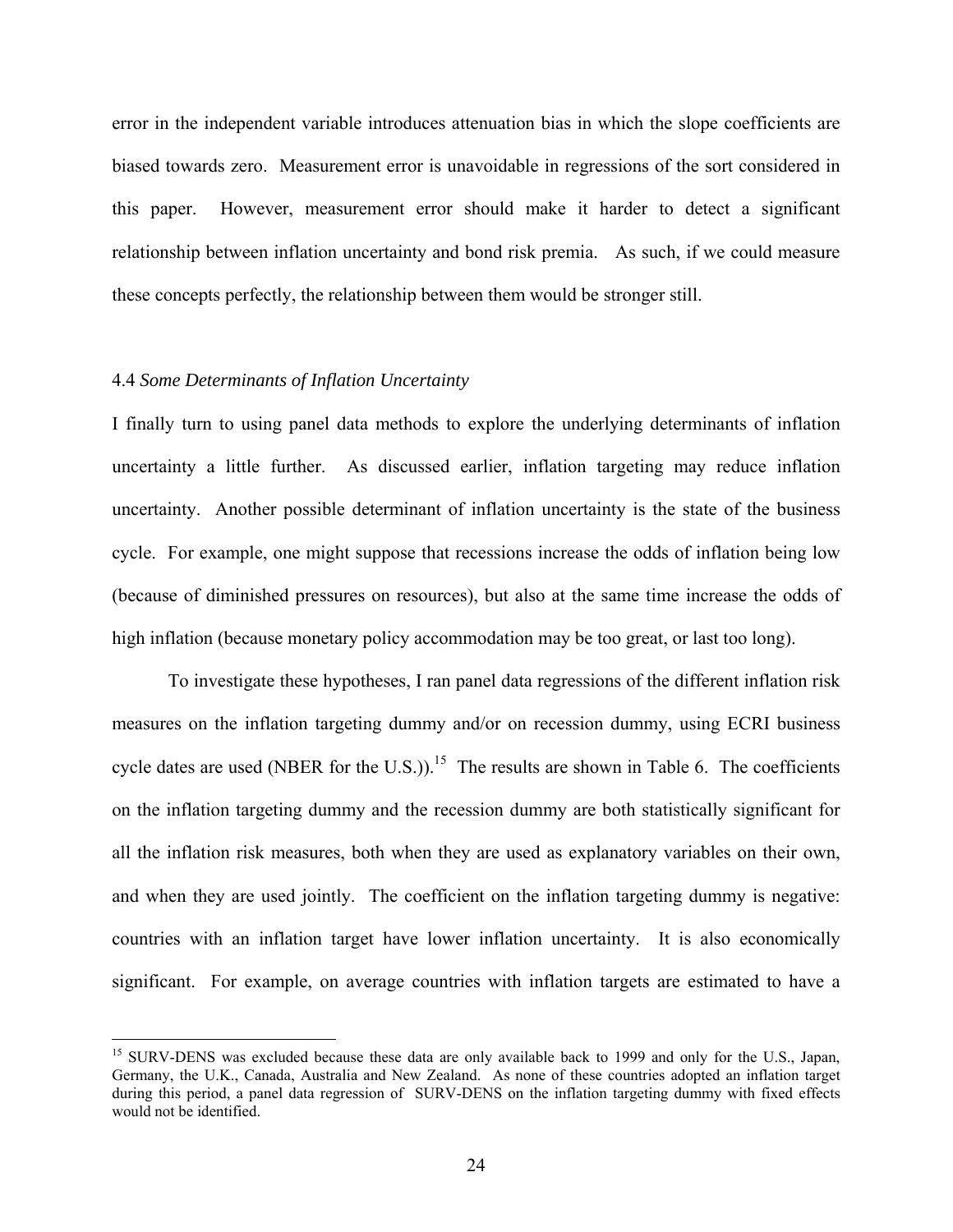error in the independent variable introduces attenuation bias in which the slope coefficients are biased towards zero. Measurement error is unavoidable in regressions of the sort considered in this paper. However, measurement error should make it harder to detect a significant relationship between inflation uncertainty and bond risk premia. As such, if we could measure these concepts perfectly, the relationship between them would be stronger still.

### 4.4 *Some Determinants of Inflation Uncertainty*

I finally turn to using panel data methods to explore the underlying determinants of inflation uncertainty a little further. As discussed earlier, inflation targeting may reduce inflation uncertainty. Another possible determinant of inflation uncertainty is the state of the business cycle. For example, one might suppose that recessions increase the odds of inflation being low (because of diminished pressures on resources), but also at the same time increase the odds of high inflation (because monetary policy accommodation may be too great, or last too long).

To investigate these hypotheses, I ran panel data regressions of the different inflation risk measures on the inflation targeting dummy and/or on recession dummy, using ECRI business cycle dates are used (NBER for the U.S.)).[15] The results are shown in Table 6. The coefficients on the inflation targeting dummy and the recession dummy are both statistically significant for all the inflation risk measures, both when they are used as explanatory variables on their own, and when they are used jointly. The coefficient on the inflation targeting dummy is negative: countries with an inflation target have lower inflation uncertainty. It is also economically significant. For example, on average countries with inflation targets are estimated to have a

---

[15] SURV-DENS was excluded because these data are only available back to 1999 and only for the U.S., Japan, Germany, the U.K., Canada, Australia and New Zealand. As none of these countries adopted an inflation target during this period, a panel data regression of SURV-DENS on the inflation targeting dummy with fixed effects would not be identified.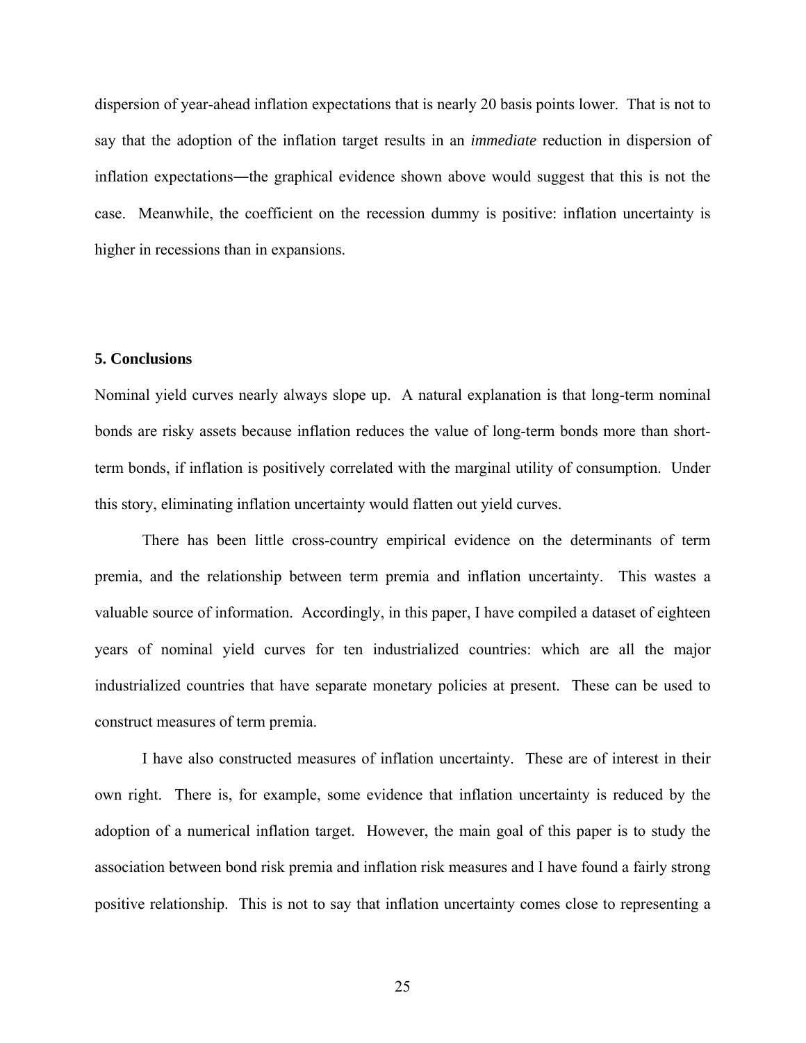dispersion of year-ahead inflation expectations that is nearly 20 basis points lower. That is not to say that the adoption of the inflation target results in an *immediate* reduction in dispersion of inflation expectations―the graphical evidence shown above would suggest that this is not the case. Meanwhile, the coefficient on the recession dummy is positive: inflation uncertainty is higher in recessions than in expansions.

## 5. Conclusions

Nominal yield curves nearly always slope up. A natural explanation is that long-term nominal bonds are risky assets because inflation reduces the value of long-term bonds more than short-term bonds, if inflation is positively correlated with the marginal utility of consumption. Under this story, eliminating inflation uncertainty would flatten out yield curves.

There has been little cross-country empirical evidence on the determinants of term premia, and the relationship between term premia and inflation uncertainty. This wastes a valuable source of information. Accordingly, in this paper, I have compiled a dataset of eighteen years of nominal yield curves for ten industrialized countries: which are all the major industrialized countries that have separate monetary policies at present. These can be used to construct measures of term premia.

I have also constructed measures of inflation uncertainty. These are of interest in their own right. There is, for example, some evidence that inflation uncertainty is reduced by the adoption of a numerical inflation target. However, the main goal of this paper is to study the association between bond risk premia and inflation risk measures and I have found a fairly strong positive relationship. This is not to say that inflation uncertainty comes close to representing a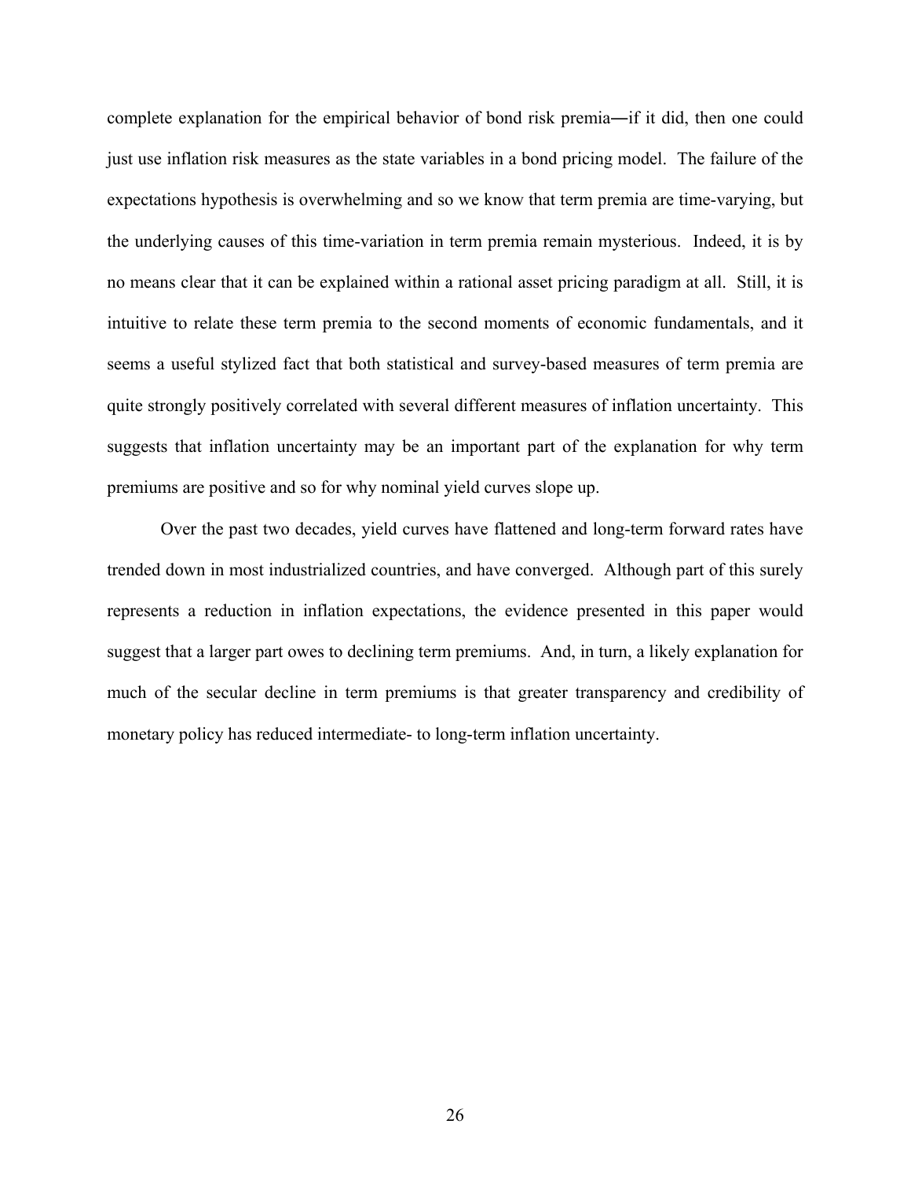complete explanation for the empirical behavior of bond risk premia―if it did, then one could just use inflation risk measures as the state variables in a bond pricing model. The failure of the expectations hypothesis is overwhelming and so we know that term premia are time-varying, but the underlying causes of this time-variation in term premia remain mysterious. Indeed, it is by no means clear that it can be explained within a rational asset pricing paradigm at all. Still, it is intuitive to relate these term premia to the second moments of economic fundamentals, and it seems a useful stylized fact that both statistical and survey-based measures of term premia are quite strongly positively correlated with several different measures of inflation uncertainty. This suggests that inflation uncertainty may be an important part of the explanation for why term premiums are positive and so for why nominal yield curves slope up.

Over the past two decades, yield curves have flattened and long-term forward rates have trended down in most industrialized countries, and have converged. Although part of this surely represents a reduction in inflation expectations, the evidence presented in this paper would suggest that a larger part owes to declining term premiums. And, in turn, a likely explanation for much of the secular decline in term premiums is that greater transparency and credibility of monetary policy has reduced intermediate- to long-term inflation uncertainty.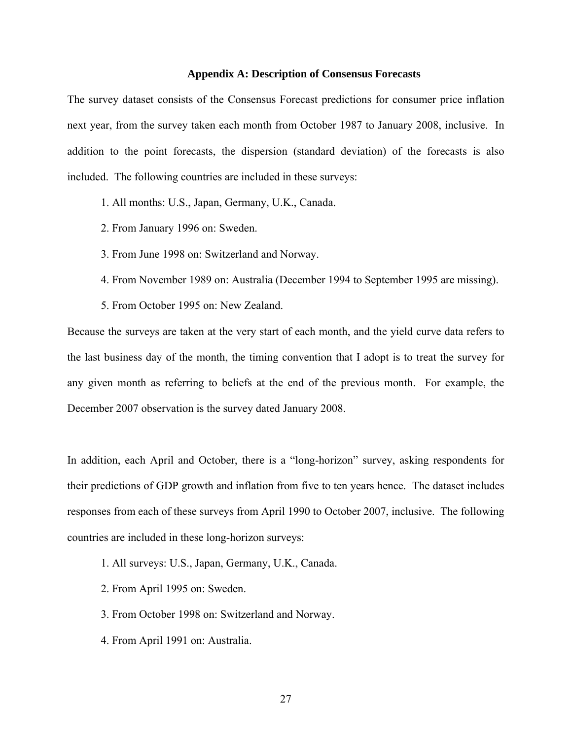## Appendix A: Description of Consensus Forecasts

The survey dataset consists of the Consensus Forecast predictions for consumer price inflation next year, from the survey taken each month from October 1987 to January 2008, inclusive. In addition to the point forecasts, the dispersion (standard deviation) of the forecasts is also included. The following countries are included in these surveys:

1. All months: U.S., Japan, Germany, U.K., Canada.
2. From January 1996 on: Sweden.
3. From June 1998 on: Switzerland and Norway.
4. From November 1989 on: Australia (December 1994 to September 1995 are missing).
5. From October 1995 on: New Zealand.

Because the surveys are taken at the very start of each month, and the yield curve data refers to the last business day of the month, the timing convention that I adopt is to treat the survey for any given month as referring to beliefs at the end of the previous month. For example, the December 2007 observation is the survey dated January 2008.

In addition, each April and October, there is a "long-horizon" survey, asking respondents for their predictions of GDP growth and inflation from five to ten years hence. The dataset includes responses from each of these surveys from April 1990 to October 2007, inclusive. The following countries are included in these long-horizon surveys:

1. All surveys: U.S., Japan, Germany, U.K., Canada.
2. From April 1995 on: Sweden.
3. From October 1998 on: Switzerland and Norway.
4. From April 1991 on: Australia.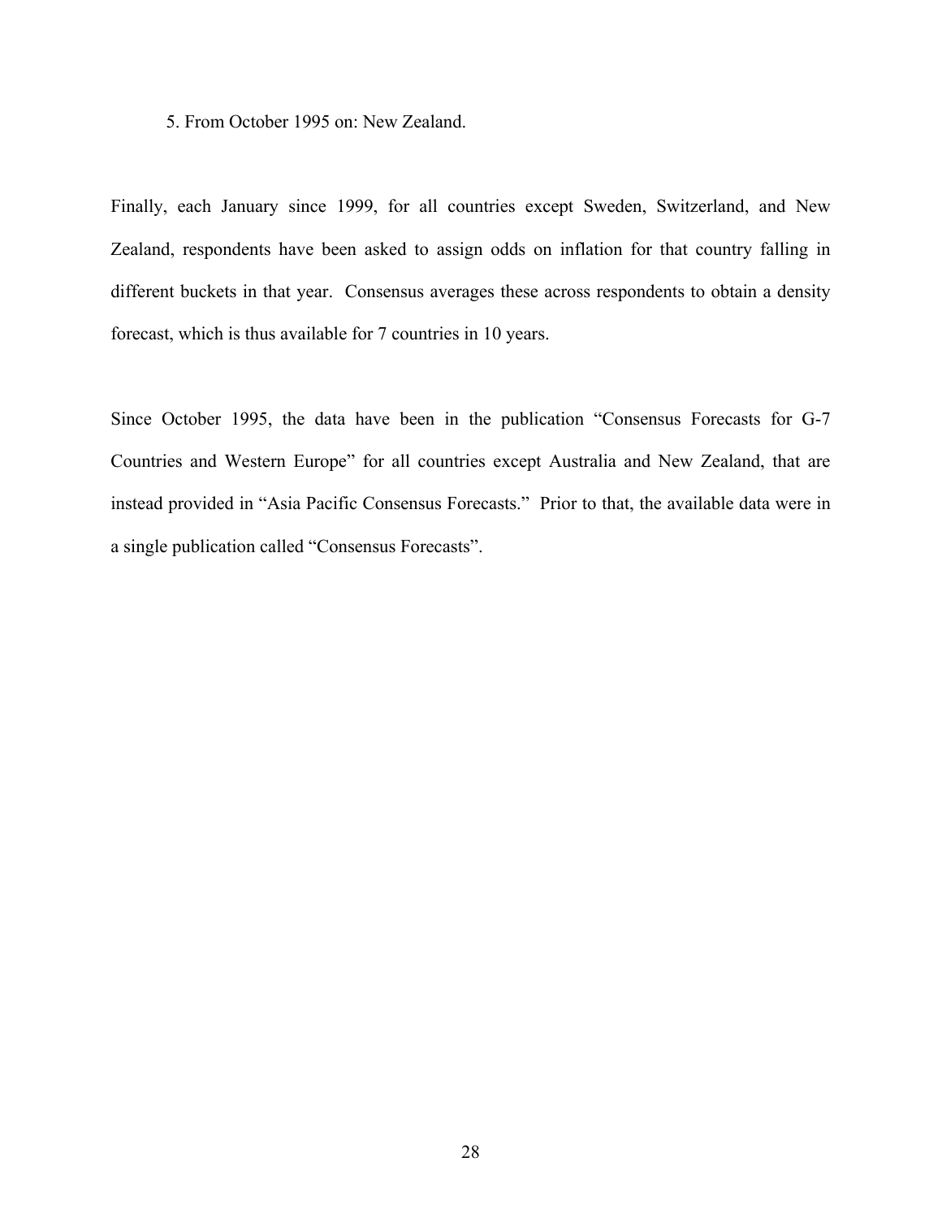5. From October 1995 on: New Zealand.

Finally, each January since 1999, for all countries except Sweden, Switzerland, and New Zealand, respondents have been asked to assign odds on inflation for that country falling in different buckets in that year. Consensus averages these across respondents to obtain a density forecast, which is thus available for 7 countries in 10 years.

Since October 1995, the data have been in the publication "Consensus Forecasts for G-7 Countries and Western Europe" for all countries except Australia and New Zealand, that are instead provided in "Asia Pacific Consensus Forecasts." Prior to that, the available data were in a single publication called "Consensus Forecasts".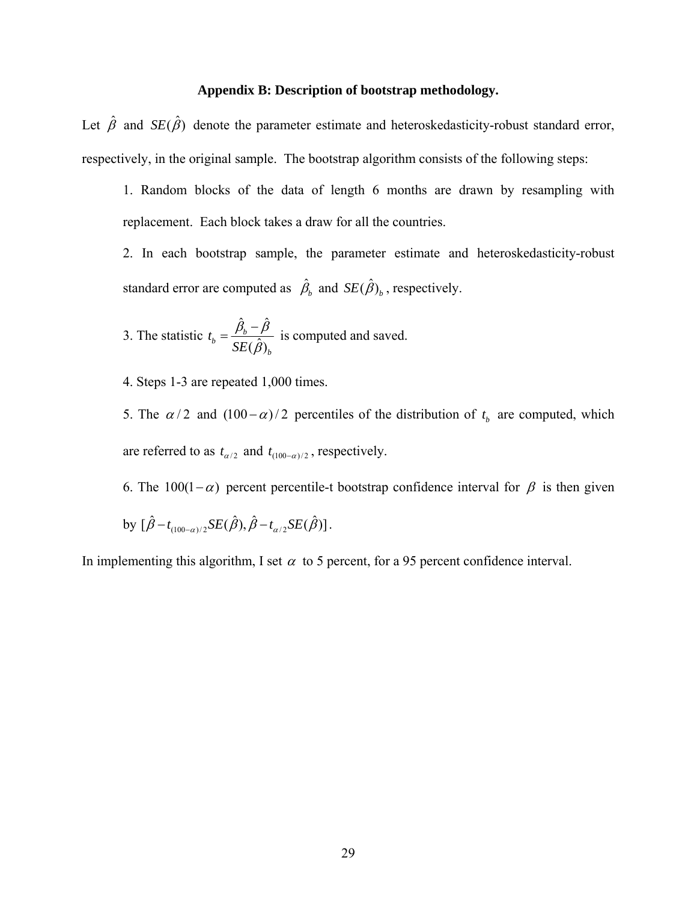## Appendix B: Description of bootstrap methodology.

Let $\hat{\beta}$ and $SE(\hat{\beta})$ denote the parameter estimate and heteroskedasticity-robust standard error, respectively, in the original sample. The bootstrap algorithm consists of the following steps:

1. Random blocks of the data of length 6 months are drawn by resampling with replacement. Each block takes a draw for all the countries.

2. In each bootstrap sample, the parameter estimate and heteroskedasticity-robust standard error are computed as $\hat{\beta}_b$ and $SE(\hat{\beta})_b$, respectively.

3. The statistic $t_b = \dfrac{\hat{\beta}_b - \hat{\beta}}{SE(\hat{\beta})_b}$ is computed and saved.

4. Steps 1-3 are repeated 1,000 times.

5. The $\alpha/2$ and $(100-\alpha)/2$ percentiles of the distribution of $t_b$ are computed, which are referred to as $t_{\alpha/2}$ and $t_{(100-\alpha)/2}$, respectively.

6. The $100(1-\alpha)$ percent percentile-t bootstrap confidence interval for $\beta$ is then given by $[\hat{\beta} - t_{(100-\alpha)/2}SE(\hat{\beta}), \hat{\beta} - t_{\alpha/2}SE(\hat{\beta})]$.

In implementing this algorithm, I set $\alpha$ to 5 percent, for a 95 percent confidence interval.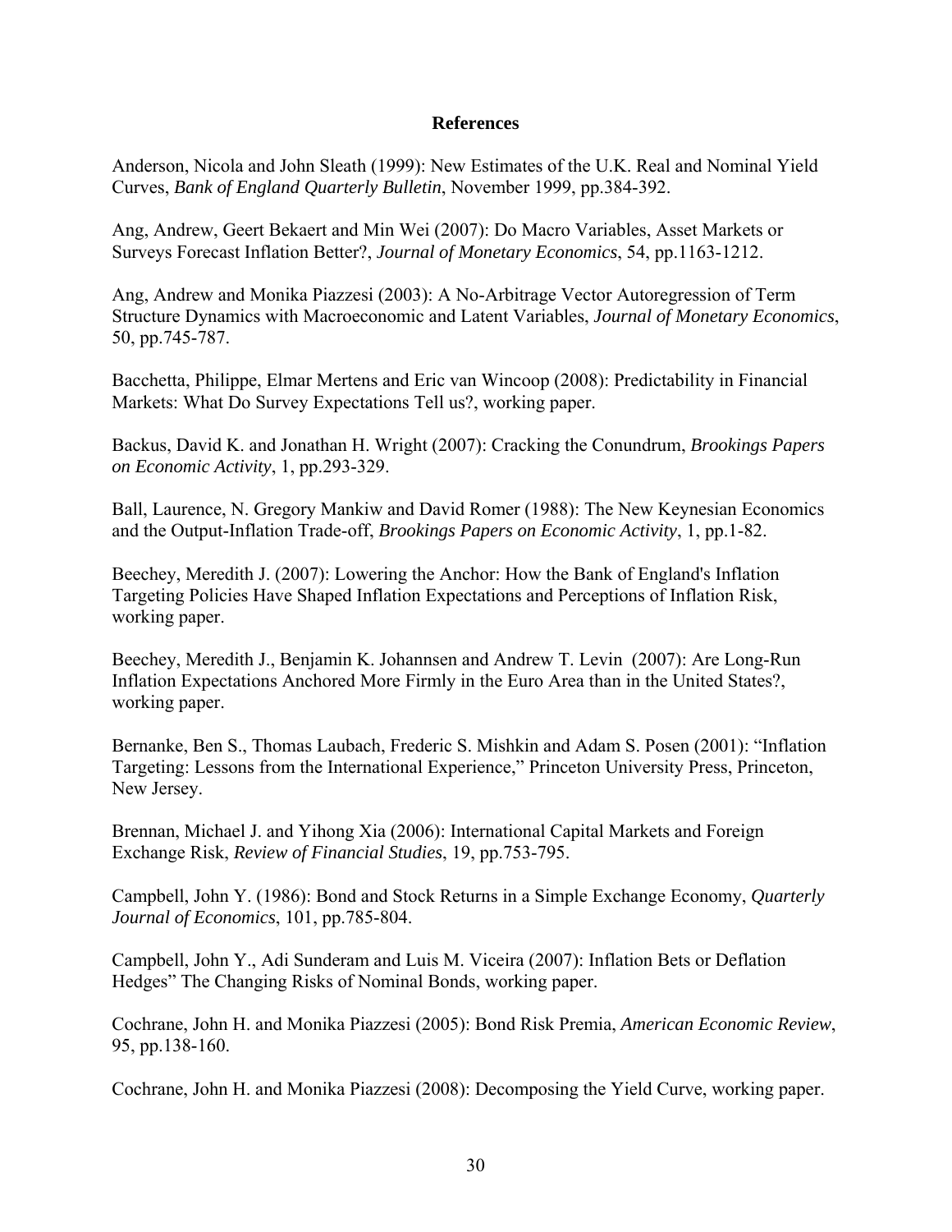## References

Anderson, Nicola and John Sleath (1999): New Estimates of the U.K. Real and Nominal Yield Curves, *Bank of England Quarterly Bulletin*, November 1999, pp.384-392.

Ang, Andrew, Geert Bekaert and Min Wei (2007): Do Macro Variables, Asset Markets or Surveys Forecast Inflation Better?, *Journal of Monetary Economics*, 54, pp.1163-1212.

Ang, Andrew and Monika Piazzesi (2003): A No-Arbitrage Vector Autoregression of Term Structure Dynamics with Macroeconomic and Latent Variables, *Journal of Monetary Economics*, 50, pp.745-787.

Bacchetta, Philippe, Elmar Mertens and Eric van Wincoop (2008): Predictability in Financial Markets: What Do Survey Expectations Tell us?, working paper.

Backus, David K. and Jonathan H. Wright (2007): Cracking the Conundrum, *Brookings Papers on Economic Activity*, 1, pp.293-329.

Ball, Laurence, N. Gregory Mankiw and David Romer (1988): The New Keynesian Economics and the Output-Inflation Trade-off, *Brookings Papers on Economic Activity*, 1, pp.1-82.

Beechey, Meredith J. (2007): Lowering the Anchor: How the Bank of England's Inflation Targeting Policies Have Shaped Inflation Expectations and Perceptions of Inflation Risk, working paper.

Beechey, Meredith J., Benjamin K. Johannsen and Andrew T. Levin (2007): Are Long-Run Inflation Expectations Anchored More Firmly in the Euro Area than in the United States?, working paper.

Bernanke, Ben S., Thomas Laubach, Frederic S. Mishkin and Adam S. Posen (2001): "Inflation Targeting: Lessons from the International Experience," Princeton University Press, Princeton, New Jersey.

Brennan, Michael J. and Yihong Xia (2006): International Capital Markets and Foreign Exchange Risk, *Review of Financial Studies*, 19, pp.753-795.

Campbell, John Y. (1986): Bond and Stock Returns in a Simple Exchange Economy, *Quarterly Journal of Economics*, 101, pp.785-804.

Campbell, John Y., Adi Sunderam and Luis M. Viceira (2007): Inflation Bets or Deflation Hedges" The Changing Risks of Nominal Bonds, working paper.

Cochrane, John H. and Monika Piazzesi (2005): Bond Risk Premia, *American Economic Review*, 95, pp.138-160.

Cochrane, John H. and Monika Piazzesi (2008): Decomposing the Yield Curve, working paper.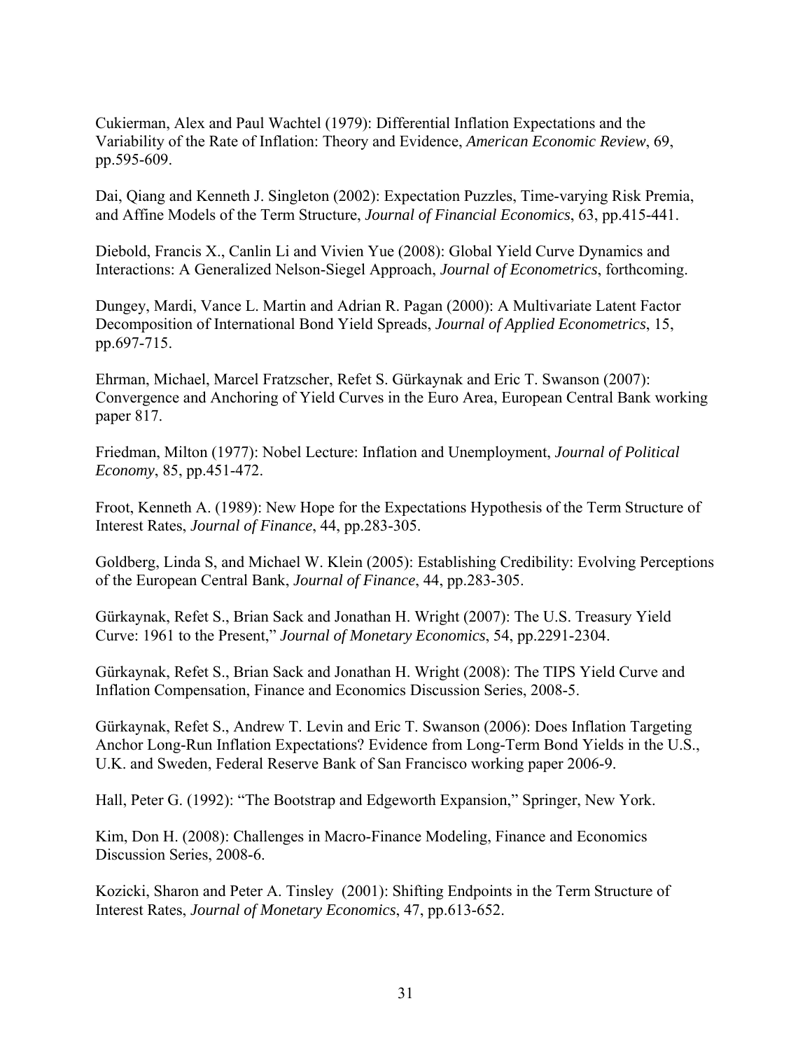Cukierman, Alex and Paul Wachtel (1979): Differential Inflation Expectations and the Variability of the Rate of Inflation: Theory and Evidence, *American Economic Review*, 69, pp.595-609.

Dai, Qiang and Kenneth J. Singleton (2002): Expectation Puzzles, Time-varying Risk Premia, and Affine Models of the Term Structure, *Journal of Financial Economics*, 63, pp.415-441.

Diebold, Francis X., Canlin Li and Vivien Yue (2008): Global Yield Curve Dynamics and Interactions: A Generalized Nelson-Siegel Approach, *Journal of Econometrics*, forthcoming.

Dungey, Mardi, Vance L. Martin and Adrian R. Pagan (2000): A Multivariate Latent Factor Decomposition of International Bond Yield Spreads, *Journal of Applied Econometrics*, 15, pp.697-715.

Ehrman, Michael, Marcel Fratzscher, Refet S. Gürkaynak and Eric T. Swanson (2007): Convergence and Anchoring of Yield Curves in the Euro Area, European Central Bank working paper 817.

Friedman, Milton (1977): Nobel Lecture: Inflation and Unemployment, *Journal of Political Economy*, 85, pp.451-472.

Froot, Kenneth A. (1989): New Hope for the Expectations Hypothesis of the Term Structure of Interest Rates, *Journal of Finance*, 44, pp.283-305.

Goldberg, Linda S, and Michael W. Klein (2005): Establishing Credibility: Evolving Perceptions of the European Central Bank, *Journal of Finance*, 44, pp.283-305.

Gürkaynak, Refet S., Brian Sack and Jonathan H. Wright (2007): The U.S. Treasury Yield Curve: 1961 to the Present," *Journal of Monetary Economics*, 54, pp.2291-2304.

Gürkaynak, Refet S., Brian Sack and Jonathan H. Wright (2008): The TIPS Yield Curve and Inflation Compensation, Finance and Economics Discussion Series, 2008-5.

Gürkaynak, Refet S., Andrew T. Levin and Eric T. Swanson (2006): Does Inflation Targeting Anchor Long-Run Inflation Expectations? Evidence from Long-Term Bond Yields in the U.S., U.K. and Sweden, Federal Reserve Bank of San Francisco working paper 2006-9.

Hall, Peter G. (1992): "The Bootstrap and Edgeworth Expansion," Springer, New York.

Kim, Don H. (2008): Challenges in Macro-Finance Modeling, Finance and Economics Discussion Series, 2008-6.

Kozicki, Sharon and Peter A. Tinsley (2001): Shifting Endpoints in the Term Structure of Interest Rates, *Journal of Monetary Economics*, 47, pp.613-652.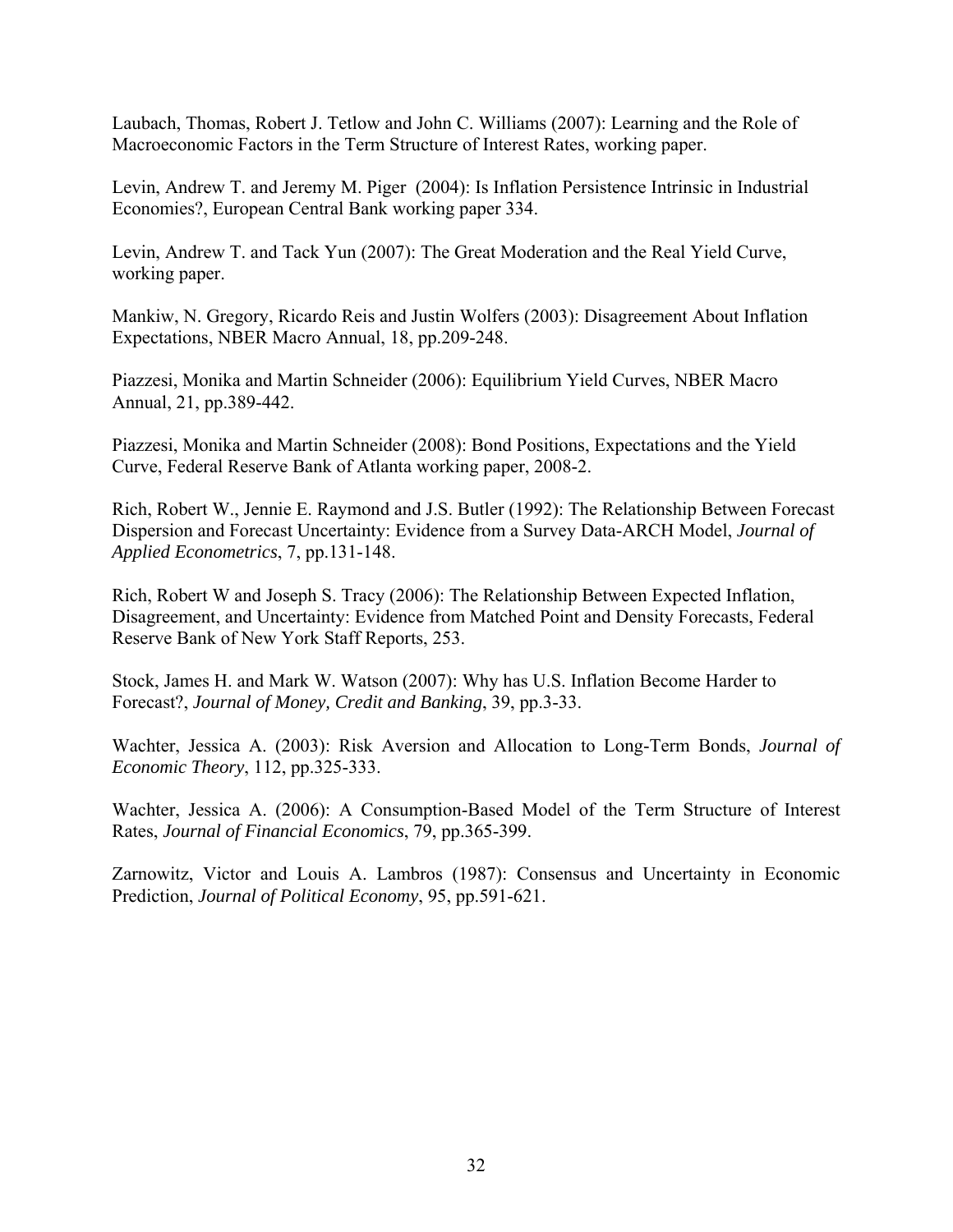Laubach, Thomas, Robert J. Tetlow and John C. Williams (2007): Learning and the Role of Macroeconomic Factors in the Term Structure of Interest Rates, working paper.

Levin, Andrew T. and Jeremy M. Piger (2004): Is Inflation Persistence Intrinsic in Industrial Economies?, European Central Bank working paper 334.

Levin, Andrew T. and Tack Yun (2007): The Great Moderation and the Real Yield Curve, working paper.

Mankiw, N. Gregory, Ricardo Reis and Justin Wolfers (2003): Disagreement About Inflation Expectations, NBER Macro Annual, 18, pp.209-248.

Piazzesi, Monika and Martin Schneider (2006): Equilibrium Yield Curves, NBER Macro Annual, 21, pp.389-442.

Piazzesi, Monika and Martin Schneider (2008): Bond Positions, Expectations and the Yield Curve, Federal Reserve Bank of Atlanta working paper, 2008-2.

Rich, Robert W., Jennie E. Raymond and J.S. Butler (1992): The Relationship Between Forecast Dispersion and Forecast Uncertainty: Evidence from a Survey Data-ARCH Model, *Journal of Applied Econometrics*, 7, pp.131-148.

Rich, Robert W and Joseph S. Tracy (2006): The Relationship Between Expected Inflation, Disagreement, and Uncertainty: Evidence from Matched Point and Density Forecasts, Federal Reserve Bank of New York Staff Reports, 253.

Stock, James H. and Mark W. Watson (2007): Why has U.S. Inflation Become Harder to Forecast?, *Journal of Money, Credit and Banking*, 39, pp.3-33.

Wachter, Jessica A. (2003): Risk Aversion and Allocation to Long-Term Bonds, *Journal of Economic Theory*, 112, pp.325-333.

Wachter, Jessica A. (2006): A Consumption-Based Model of the Term Structure of Interest Rates, *Journal of Financial Economics*, 79, pp.365-399.

Zarnowitz, Victor and Louis A. Lambros (1987): Consensus and Uncertainty in Economic Prediction, *Journal of Political Economy*, 95, pp.591-621.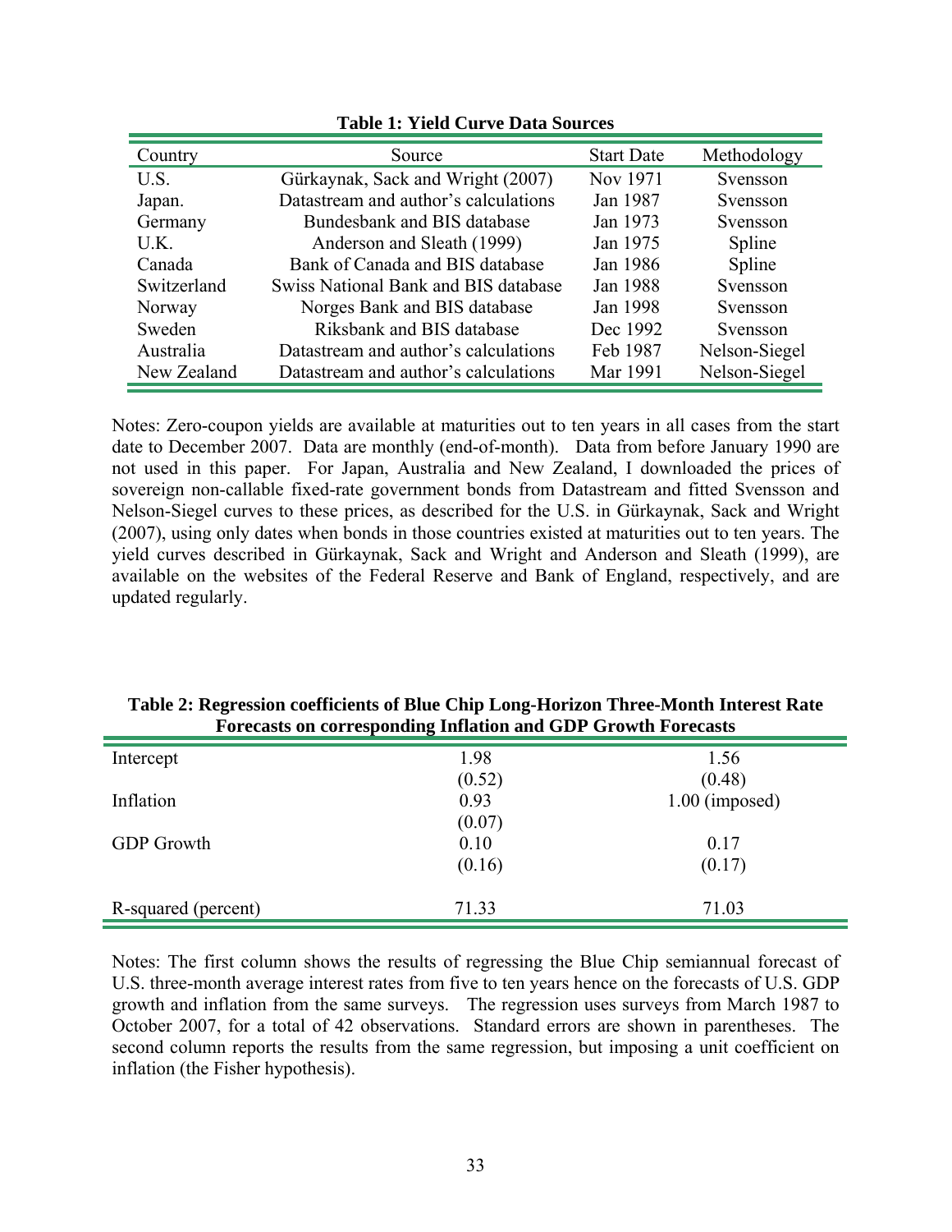**Table 1: Yield Curve Data Sources**

| Country | Source | Start Date | Methodology |
|---|---|---|---|
| U.S. | Gürkaynak, Sack and Wright (2007) | Nov 1971 | Svensson |
| Japan. | Datastream and author's calculations | Jan 1987 | Svensson |
| Germany | Bundesbank and BIS database | Jan 1973 | Svensson |
| U.K. | Anderson and Sleath (1999) | Jan 1975 | Spline |
| Canada | Bank of Canada and BIS database | Jan 1986 | Spline |
| Switzerland | Swiss National Bank and BIS database | Jan 1988 | Svensson |
| Norway | Norges Bank and BIS database | Jan 1998 | Svensson |
| Sweden | Riksbank and BIS database | Dec 1992 | Svensson |
| Australia | Datastream and author's calculations | Feb 1987 | Nelson-Siegel |
| New Zealand | Datastream and author's calculations | Mar 1991 | Nelson-Siegel |

Notes: Zero-coupon yields are available at maturities out to ten years in all cases from the start date to December 2007. Data are monthly (end-of-month). Data from before January 1990 are not used in this paper. For Japan, Australia and New Zealand, I downloaded the prices of sovereign non-callable fixed-rate government bonds from Datastream and fitted Svensson and Nelson-Siegel curves to these prices, as described for the U.S. in Gürkaynak, Sack and Wright (2007), using only dates when bonds in those countries existed at maturities out to ten years. The yield curves described in Gürkaynak, Sack and Wright and Anderson and Sleath (1999), are available on the websites of the Federal Reserve and Bank of England, respectively, and are updated regularly.

**Table 2: Regression coefficients of Blue Chip Long-Horizon Three-Month Interest Rate Forecasts on corresponding Inflation and GDP Growth Forecasts**

| | | |
|---|---|---|
| Intercept | 1.98 | 1.56 |
| | (0.52) | (0.48) |
| Inflation | 0.93 | 1.00 (imposed) |
| | (0.07) | |
| GDP Growth | 0.10 | 0.17 |
| | (0.16) | (0.17) |
| R-squared (percent) | 71.33 | 71.03 |

Notes: The first column shows the results of regressing the Blue Chip semiannual forecast of U.S. three-month average interest rates from five to ten years hence on the forecasts of U.S. GDP growth and inflation from the same surveys. The regression uses surveys from March 1987 to October 2007, for a total of 42 observations. Standard errors are shown in parentheses. The second column reports the results from the same regression, but imposing a unit coefficient on inflation (the Fisher hypothesis).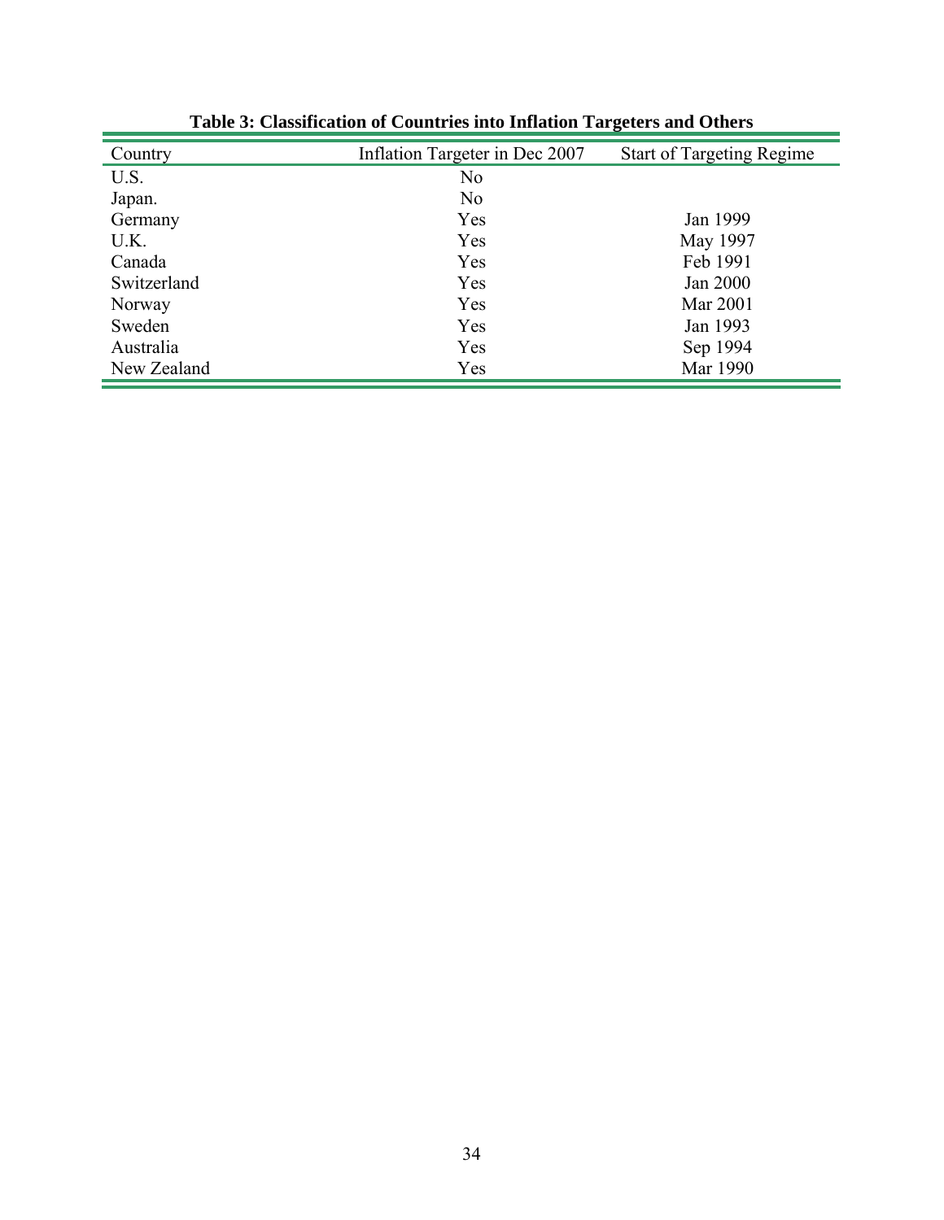**Table 3: Classification of Countries into Inflation Targeters and Others**

| Country | Inflation Targeter in Dec 2007 | Start of Targeting Regime |
|---|---|---|
| U.S. | No | |
| Japan. | No | |
| Germany | Yes | Jan 1999 |
| U.K. | Yes | May 1997 |
| Canada | Yes | Feb 1991 |
| Switzerland | Yes | Jan 2000 |
| Norway | Yes | Mar 2001 |
| Sweden | Yes | Jan 1993 |
| Australia | Yes | Sep 1994 |
| New Zealand | Yes | Mar 1990 |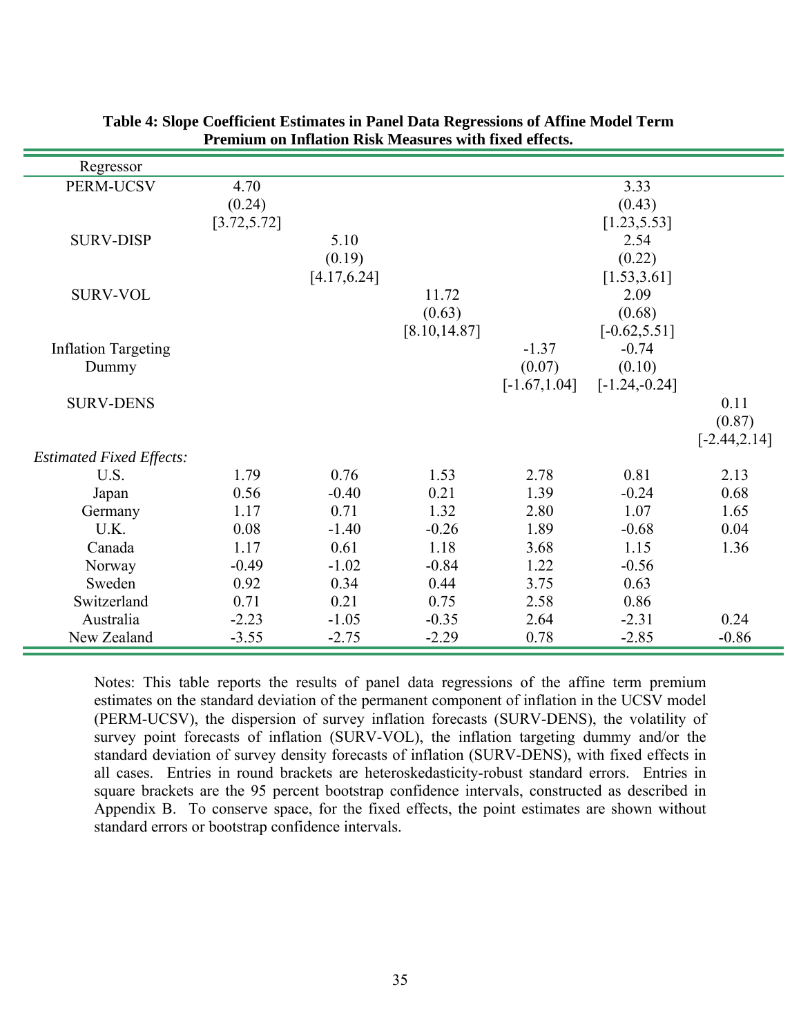**Table 4: Slope Coefficient Estimates in Panel Data Regressions of Affine Model Term Premium on Inflation Risk Measures with fixed effects.**

| Regressor | | | | | | |
|---|---|---|---|---|---|---|
| PERM-UCSV | 4.70 | | | | 3.33 | |
| | (0.24) | | | | (0.43) | |
| | [3.72,5.72] | | | | [1.23,5.53] | |
| SURV-DISP | | 5.10 | | | 2.54 | |
| | | (0.19) | | | (0.22) | |
| | | [4.17,6.24] | | | [1.53,3.61] | |
| SURV-VOL | | | 11.72 | | 2.09 | |
| | | | (0.63) | | (0.68) | |
| | | | [8.10,14.87] | | [-0.62,5.51] | |
| Inflation Targeting Dummy | | | | -1.37 | -0.74 | |
| | | | | (0.07) | (0.10) | |
| | | | | [-1.67,1.04] | [-1.24,-0.24] | |
| SURV-DENS | | | | | | 0.11 |
| | | | | | | (0.87) |
| | | | | | | [-2.44,2.14] |
| *Estimated Fixed Effects:* | | | | | | |
| U.S. | 1.79 | 0.76 | 1.53 | 2.78 | 0.81 | 2.13 |
| Japan | 0.56 | -0.40 | 0.21 | 1.39 | -0.24 | 0.68 |
| Germany | 1.17 | 0.71 | 1.32 | 2.80 | 1.07 | 1.65 |
| U.K. | 0.08 | -1.40 | -0.26 | 1.89 | -0.68 | 0.04 |
| Canada | 1.17 | 0.61 | 1.18 | 3.68 | 1.15 | 1.36 |
| Norway | -0.49 | -1.02 | -0.84 | 1.22 | -0.56 | |
| Sweden | 0.92 | 0.34 | 0.44 | 3.75 | 0.63 | |
| Switzerland | 0.71 | 0.21 | 0.75 | 2.58 | 0.86 | |
| Australia | -2.23 | -1.05 | -0.35 | 2.64 | -2.31 | 0.24 |
| New Zealand | -3.55 | -2.75 | -2.29 | 0.78 | -2.85 | -0.86 |

Notes: This table reports the results of panel data regressions of the affine term premium estimates on the standard deviation of the permanent component of inflation in the UCSV model (PERM-UCSV), the dispersion of survey inflation forecasts (SURV-DENS), the volatility of survey point forecasts of inflation (SURV-VOL), the inflation targeting dummy and/or the standard deviation of survey density forecasts of inflation (SURV-DENS), with fixed effects in all cases. Entries in round brackets are heteroskedasticity-robust standard errors. Entries in square brackets are the 95 percent bootstrap confidence intervals, constructed as described in Appendix B. To conserve space, for the fixed effects, the point estimates are shown without standard errors or bootstrap confidence intervals.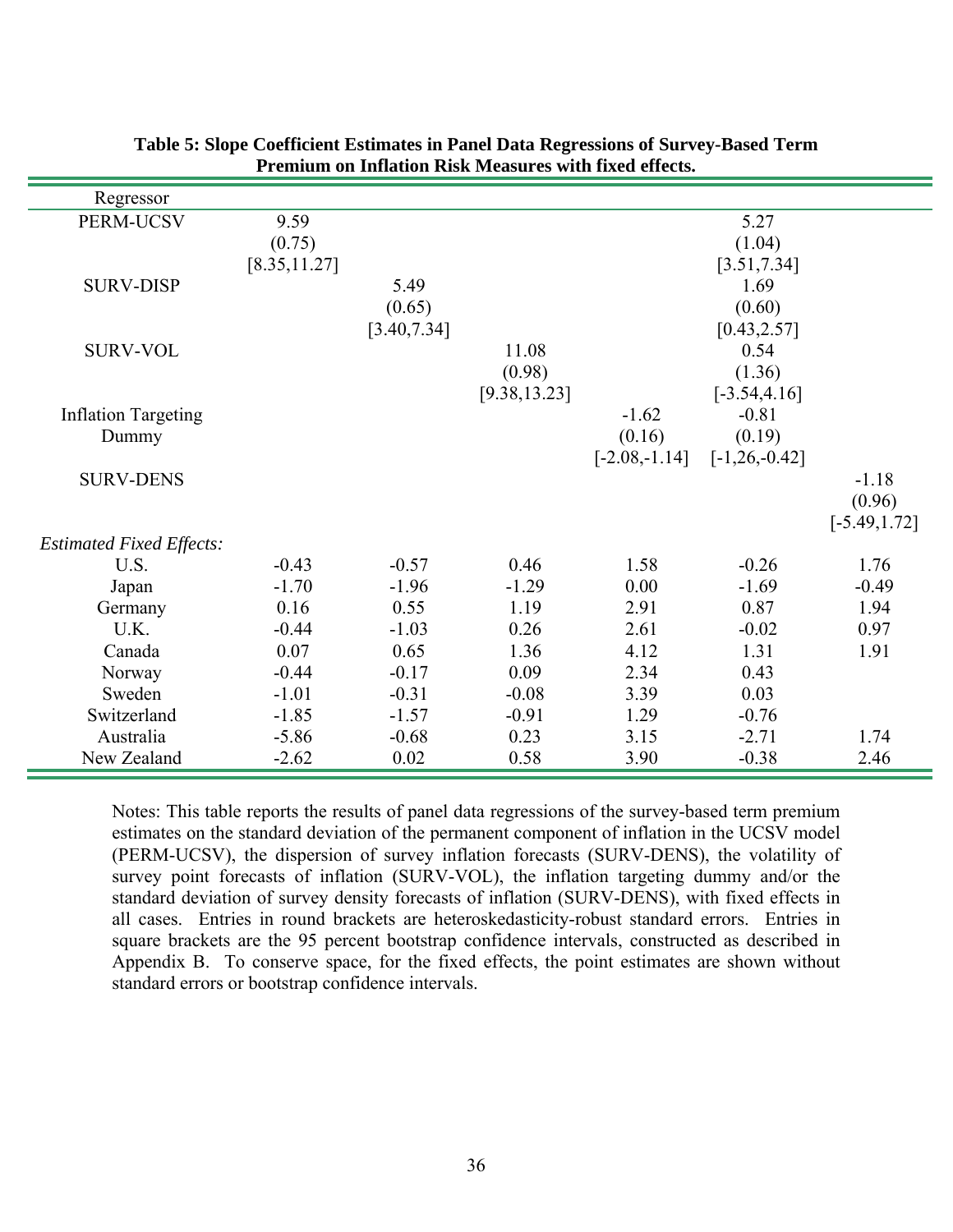**Table 5: Slope Coefficient Estimates in Panel Data Regressions of Survey-Based Term Premium on Inflation Risk Measures with fixed effects.**

| Regressor | | | | | | |
|---|---|---|---|---|---|---|
| PERM-UCSV | 9.59 | | | | 5.27 | |
| | (0.75) | | | | (1.04) | |
| | [8.35,11.27] | | | | [3.51,7.34] | |
| SURV-DISP | | 5.49 | | | 1.69 | |
| | | (0.65) | | | (0.60) | |
| | | [3.40,7.34] | | | [0.43,2.57] | |
| SURV-VOL | | | 11.08 | | 0.54 | |
| | | | (0.98) | | (1.36) | |
| | | | [9.38,13.23] | | [-3.54,4.16] | |
| Inflation Targeting Dummy | | | | -1.62 | -0.81 | |
| | | | | (0.16) | (0.19) | |
| | | | | [-2.08,-1.14] | [-1,26,-0.42] | |
| SURV-DENS | | | | | | -1.18 |
| | | | | | | (0.96) |
| | | | | | | [-5.49,1.72] |
| *Estimated Fixed Effects:* | | | | | | |
| U.S. | -0.43 | -0.57 | 0.46 | 1.58 | -0.26 | 1.76 |
| Japan | -1.70 | -1.96 | -1.29 | 0.00 | -1.69 | -0.49 |
| Germany | 0.16 | 0.55 | 1.19 | 2.91 | 0.87 | 1.94 |
| U.K. | -0.44 | -1.03 | 0.26 | 2.61 | -0.02 | 0.97 |
| Canada | 0.07 | 0.65 | 1.36 | 4.12 | 1.31 | 1.91 |
| Norway | -0.44 | -0.17 | 0.09 | 2.34 | 0.43 | |
| Sweden | -1.01 | -0.31 | -0.08 | 3.39 | 0.03 | |
| Switzerland | -1.85 | -1.57 | -0.91 | 1.29 | -0.76 | |
| Australia | -5.86 | -0.68 | 0.23 | 3.15 | -2.71 | 1.74 |
| New Zealand | -2.62 | 0.02 | 0.58 | 3.90 | -0.38 | 2.46 |

Notes: This table reports the results of panel data regressions of the survey-based term premium estimates on the standard deviation of the permanent component of inflation in the UCSV model (PERM-UCSV), the dispersion of survey inflation forecasts (SURV-DENS), the volatility of survey point forecasts of inflation (SURV-VOL), the inflation targeting dummy and/or the standard deviation of survey density forecasts of inflation (SURV-DENS), with fixed effects in all cases. Entries in round brackets are heteroskedasticity-robust standard errors. Entries in square brackets are the 95 percent bootstrap confidence intervals, constructed as described in Appendix B. To conserve space, for the fixed effects, the point estimates are shown without standard errors or bootstrap confidence intervals.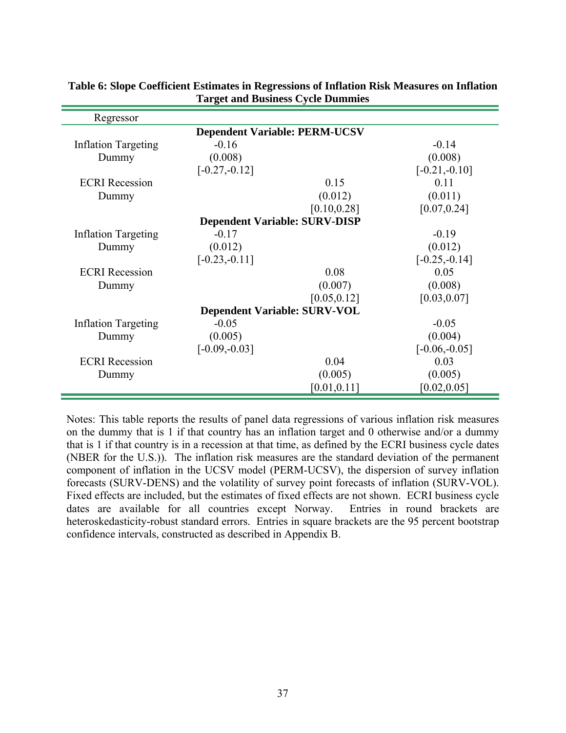**Table 6: Slope Coefficient Estimates in Regressions of Inflation Risk Measures on Inflation Target and Business Cycle Dummies**

| Regressor | | | |
|---|---|---|---|
| | **Dependent Variable: PERM-UCSV** | | |
| Inflation Targeting Dummy | -0.16 | | -0.14 |
| | (0.008) | | (0.008) |
| | [-0.27,-0.12] | | [-0.21,-0.10] |
| ECRI Recession Dummy | | 0.15 | 0.11 |
| | | (0.012) | (0.011) |
| | | [0.10,0.28] | [0.07,0.24] |
| | **Dependent Variable: SURV-DISP** | | |
| Inflation Targeting Dummy | -0.17 | | -0.19 |
| | (0.012) | | (0.012) |
| | [-0.23,-0.11] | | [-0.25,-0.14] |
| ECRI Recession Dummy | | 0.08 | 0.05 |
| | | (0.007) | (0.008) |
| | | [0.05,0.12] | [0.03,0.07] |
| | **Dependent Variable: SURV-VOL** | | |
| Inflation Targeting Dummy | -0.05 | | -0.05 |
| | (0.005) | | (0.004) |
| | [-0.09,-0.03] | | [-0.06,-0.05] |
| ECRI Recession Dummy | | 0.04 | 0.03 |
| | | (0.005) | (0.005) |
| | | [0.01,0.11] | [0.02,0.05] |

Notes: This table reports the results of panel data regressions of various inflation risk measures on the dummy that is 1 if that country has an inflation target and 0 otherwise and/or a dummy that is 1 if that country is in a recession at that time, as defined by the ECRI business cycle dates (NBER for the U.S.)). The inflation risk measures are the standard deviation of the permanent component of inflation in the UCSV model (PERM-UCSV), the dispersion of survey inflation forecasts (SURV-DENS) and the volatility of survey point forecasts of inflation (SURV-VOL). Fixed effects are included, but the estimates of fixed effects are not shown. ECRI business cycle dates are available for all countries except Norway. Entries in round brackets are heteroskedasticity-robust standard errors. Entries in square brackets are the 95 percent bootstrap confidence intervals, constructed as described in Appendix B.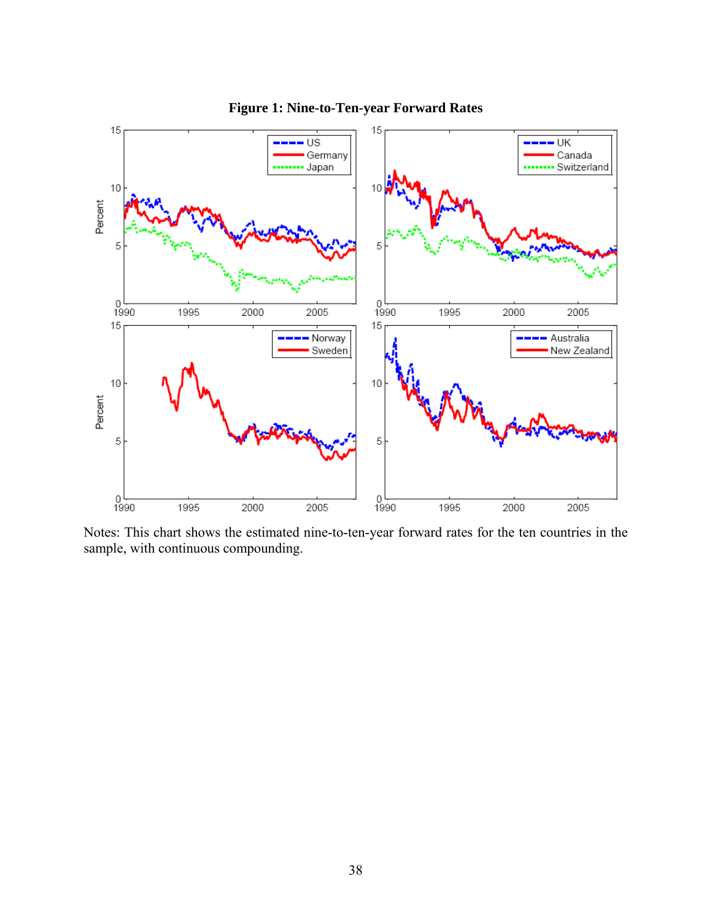**Figure 1: Nine-to-Ten-year Forward Rates**

Notes: This chart shows the estimated nine-to-ten-year forward rates for the ten countries in the sample, with continuous compounding.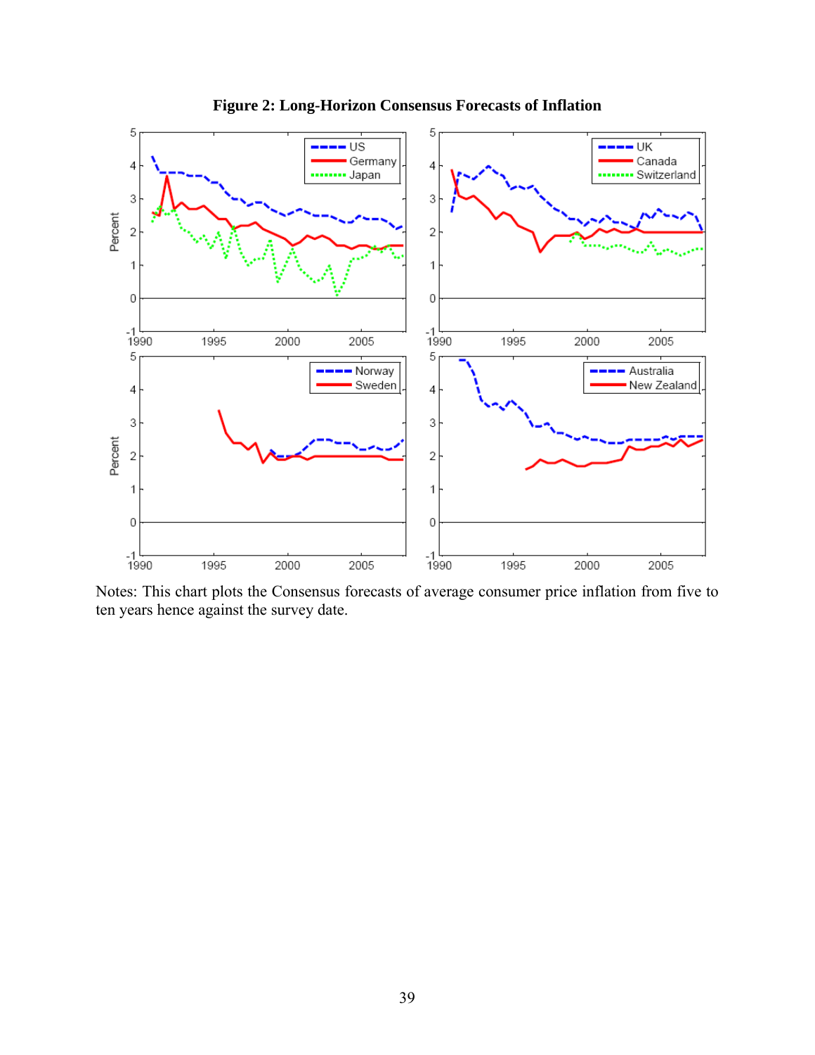**Figure 2: Long-Horizon Consensus Forecasts of Inflation**

Notes: This chart plots the Consensus forecasts of average consumer price inflation from five to ten years hence against the survey date.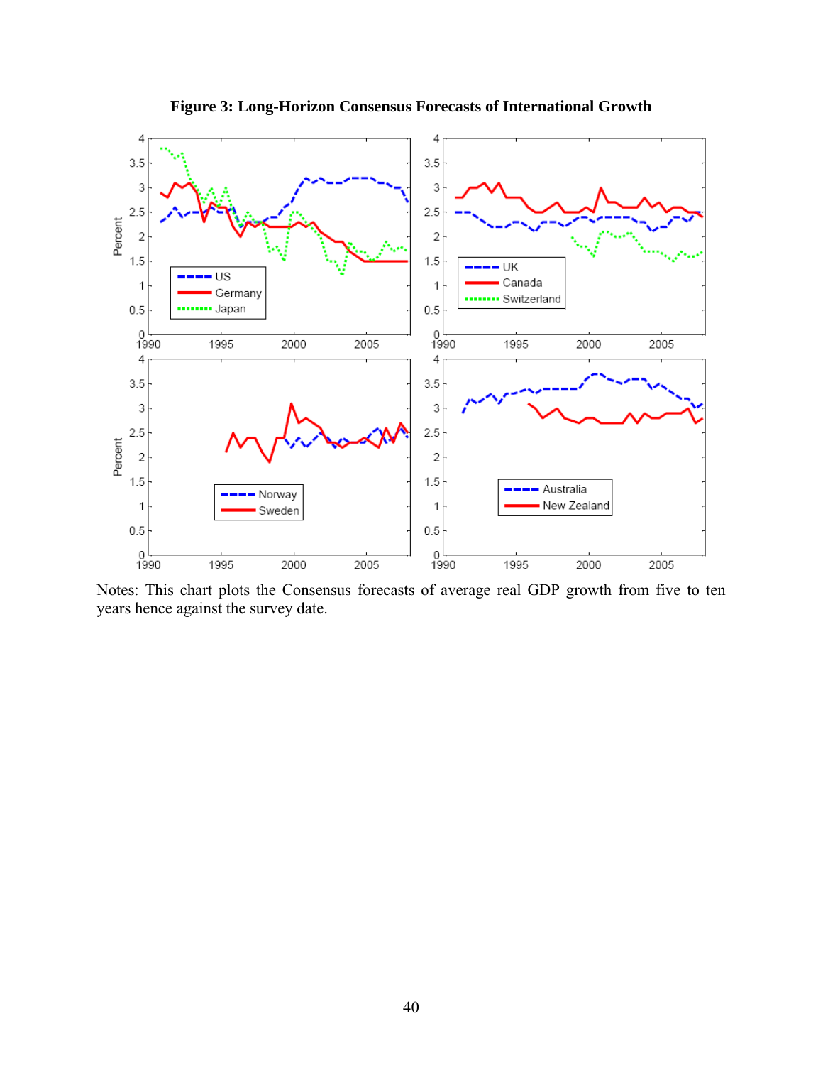**Figure 3: Long-Horizon Consensus Forecasts of International Growth**

Notes: This chart plots the Consensus forecasts of average real GDP growth from five to ten years hence against the survey date.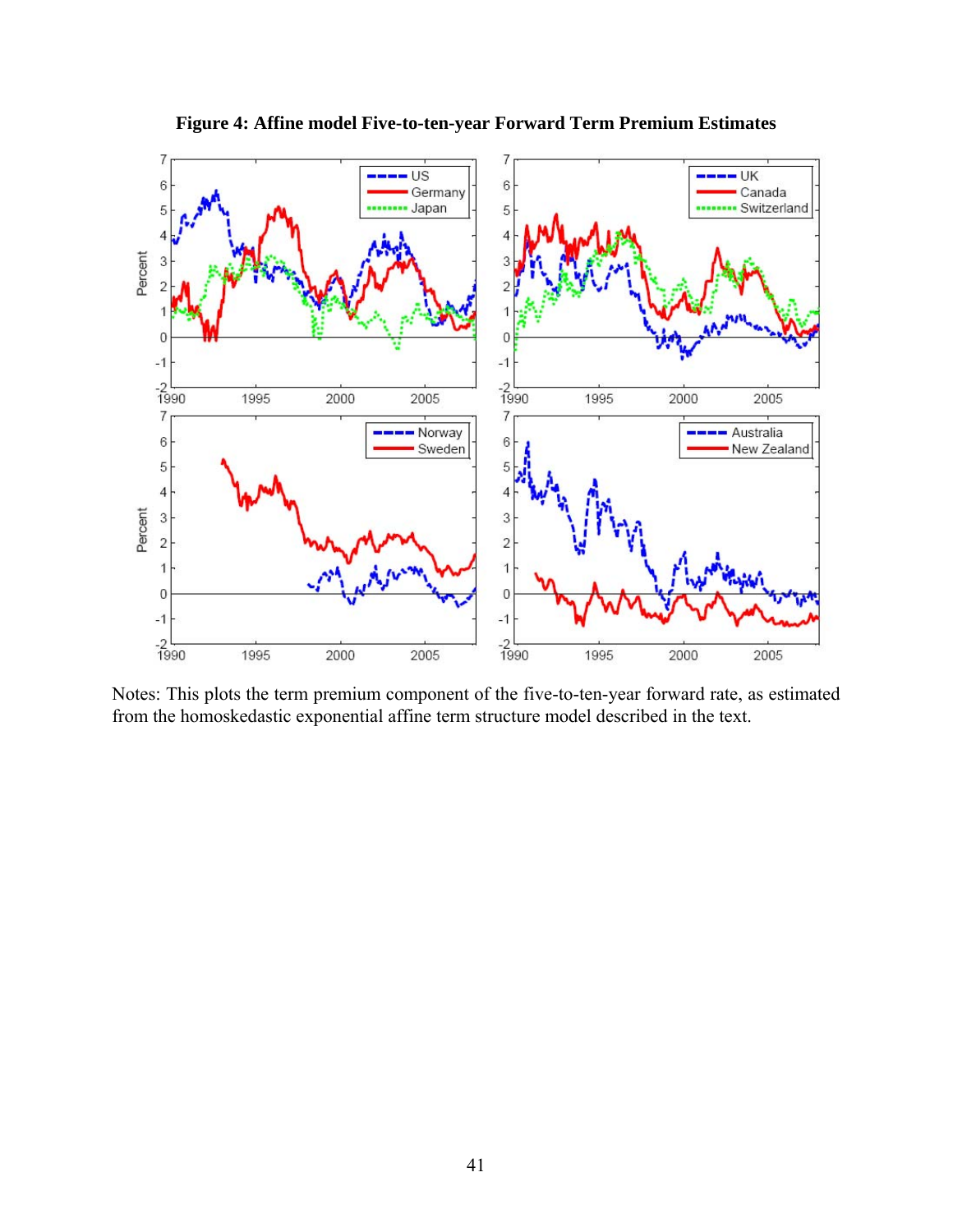**Figure 4: Affine model Five-to-ten-year Forward Term Premium Estimates**

Notes: This plots the term premium component of the five-to-ten-year forward rate, as estimated from the homoskedastic exponential affine term structure model described in the text.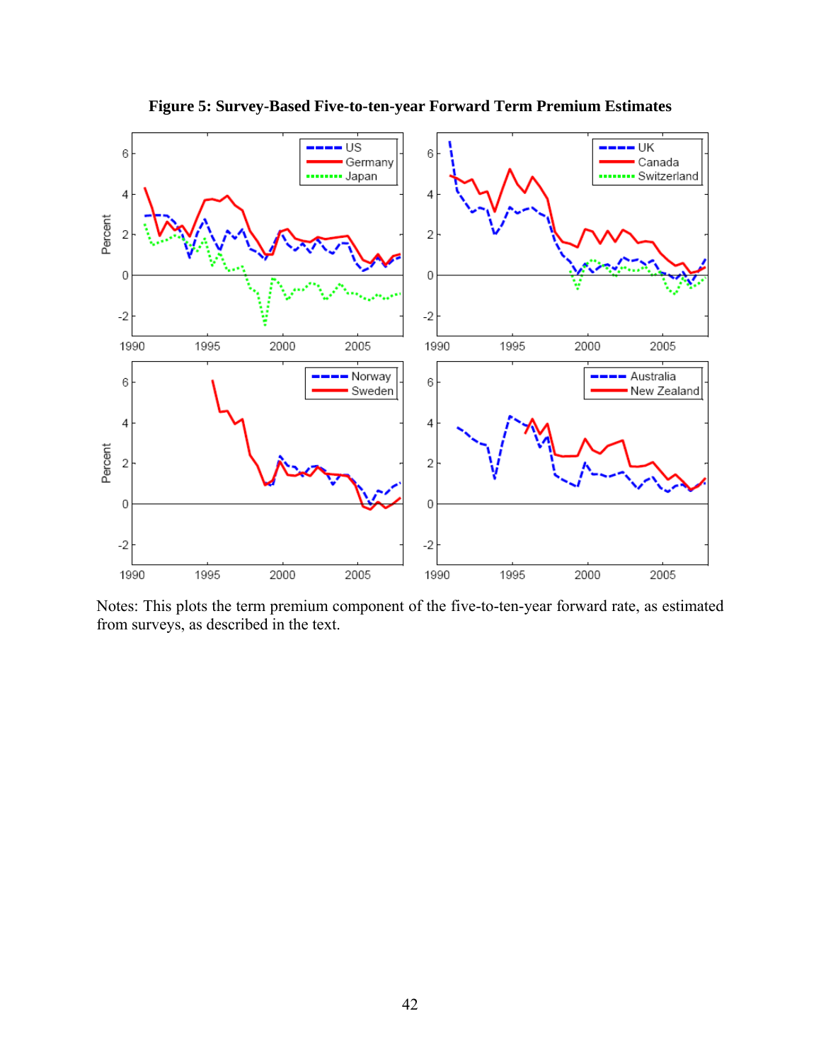**Figure 5: Survey-Based Five-to-ten-year Forward Term Premium Estimates**

Notes: This plots the term premium component of the five-to-ten-year forward rate, as estimated from surveys, as described in the text.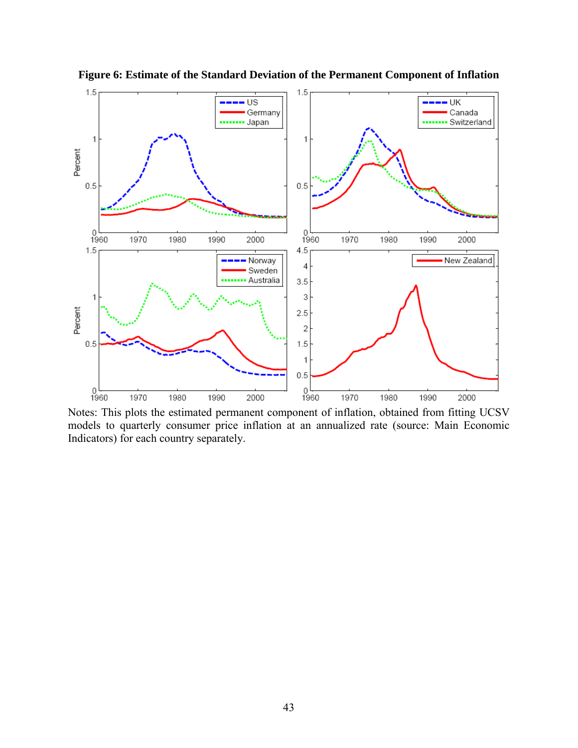**Figure 6: Estimate of the Standard Deviation of the Permanent Component of Inflation**

Notes: This plots the estimated permanent component of inflation, obtained from fitting UCSV models to quarterly consumer price inflation at an annualized rate (source: Main Economic Indicators) for each country separately.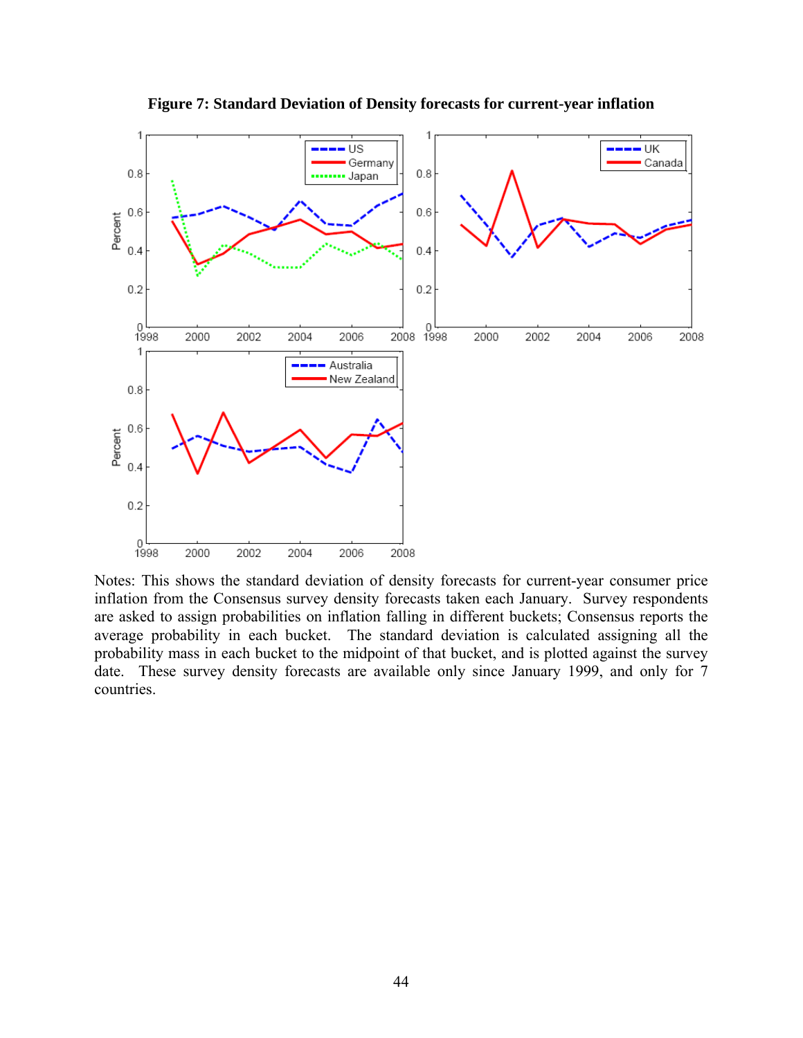**Figure 7: Standard Deviation of Density forecasts for current-year inflation**

Notes: This shows the standard deviation of density forecasts for current-year consumer price inflation from the Consensus survey density forecasts taken each January. Survey respondents are asked to assign probabilities on inflation falling in different buckets; Consensus reports the average probability in each bucket. The standard deviation is calculated assigning all the probability mass in each bucket to the midpoint of that bucket, and is plotted against the survey date. These survey density forecasts are available only since January 1999, and only for 7 countries.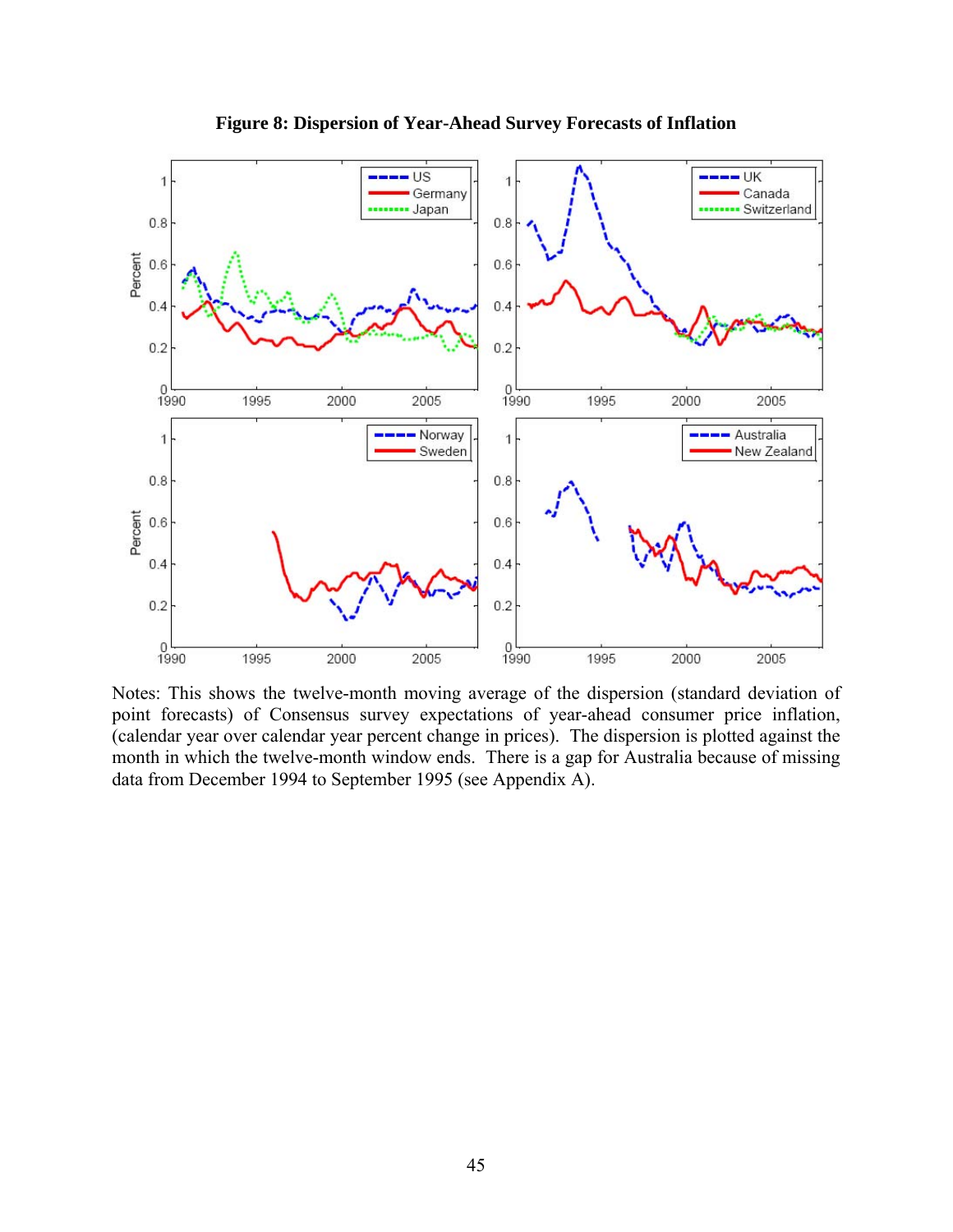**Figure 8: Dispersion of Year-Ahead Survey Forecasts of Inflation**

Notes: This shows the twelve-month moving average of the dispersion (standard deviation of point forecasts) of Consensus survey expectations of year-ahead consumer price inflation, (calendar year over calendar year percent change in prices). The dispersion is plotted against the month in which the twelve-month window ends. There is a gap for Australia because of missing data from December 1994 to September 1995 (see Appendix A).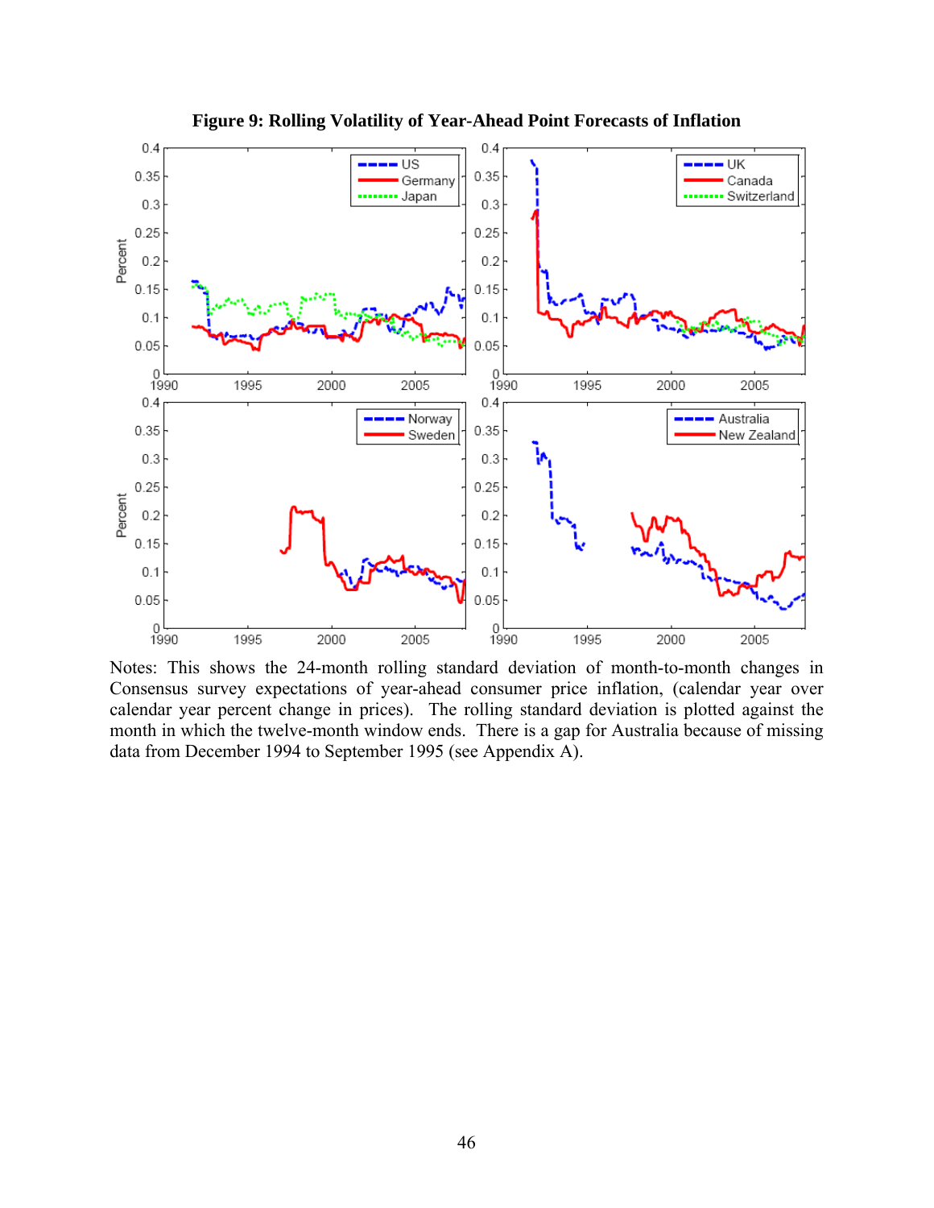**Figure 9: Rolling Volatility of Year-Ahead Point Forecasts of Inflation**

Notes: This shows the 24-month rolling standard deviation of month-to-month changes in Consensus survey expectations of year-ahead consumer price inflation, (calendar year over calendar year percent change in prices). The rolling standard deviation is plotted against the month in which the twelve-month window ends. There is a gap for Australia because of missing data from December 1994 to September 1995 (see Appendix A).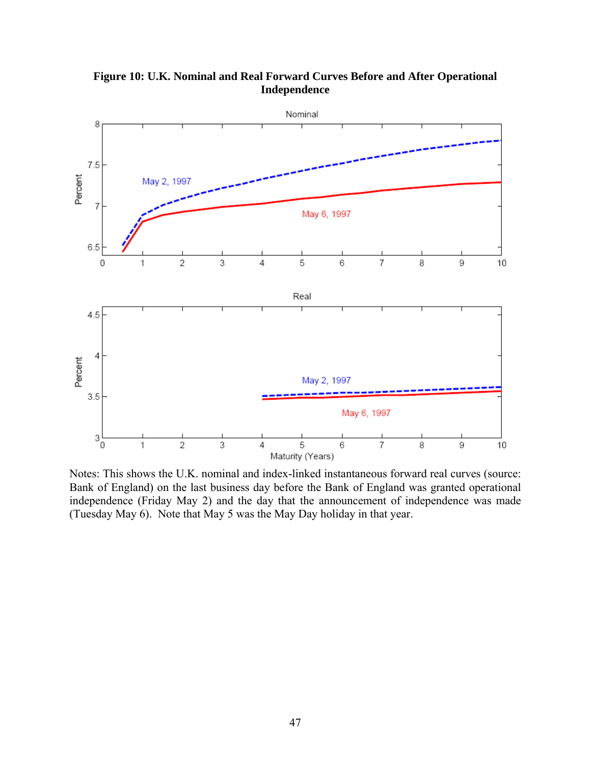**Figure 10: U.K. Nominal and Real Forward Curves Before and After Operational Independence**

Nominal

Percent

8
7.5
7
6.5

0 1 2 3 4 5 6 7 8 9 10

May 2, 1997

May 6, 1997

Real

Percent

4.5
4
3.5
3

0 1 2 3 4 5 6 7 8 9 10

Maturity (Years)

May 2, 1997

May 6, 1997

Notes: This shows the U.K. nominal and index-linked instantaneous forward real curves (source: Bank of England) on the last business day before the Bank of England was granted operational independence (Friday May 2) and the day that the announcement of independence was made (Tuesday May 6). Note that May 5 was the May Day holiday in that year.